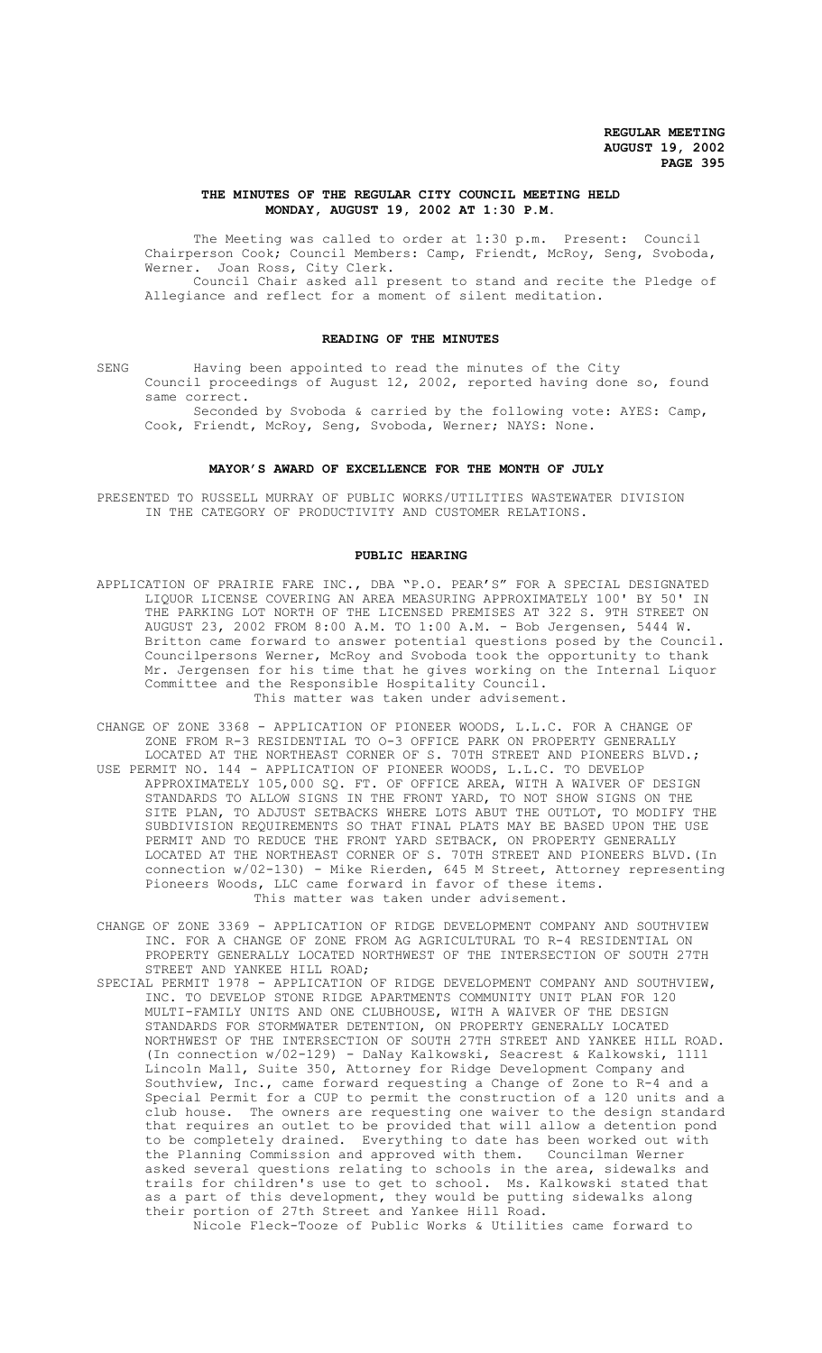## THE MINUTES OF THE REGULAR CITY COUNCIL MEETING HELD MONDAY, AUGUST 19, 2002 AT 1:30 P.M.

The Meeting was called to order at 1:30 p.m. Present: Council Chairperson Cook; Council Members: Camp, Friendt, McRoy, Seng, Svoboda, Werner. Joan Ross, City Clerk.

Council Chair asked all present to stand and recite the Pledge of Allegiance and reflect for a moment of silent meditation.

### READING OF THE MINUTES

SENG Having been appointed to read the minutes of the City Council proceedings of August 12, 2002, reported having done so, found same correct.

Seconded by Svoboda & carried by the following vote: AYES: Camp, Cook, Friendt, McRoy, Seng, Svoboda, Werner; NAYS: None.

### MAYOR'S AWARD OF EXCELLENCE FOR THE MONTH OF JULY

PRESENTED TO RUSSELL MURRAY OF PUBLIC WORKS/UTILITIES WASTEWATER DIVISION IN THE CATEGORY OF PRODUCTIVITY AND CUSTOMER RELATIONS.

### PUBLIC HEARING

APPLICATION OF PRAIRIE FARE INC., DBA "P.O. PEAR'S" FOR A SPECIAL DESIGNATED LIQUOR LICENSE COVERING AN AREA MEASURING APPROXIMATELY 100' BY 50' IN THE PARKING LOT NORTH OF THE LICENSED PREMISES AT 322 S. 9TH STREET ON AUGUST 23, 2002 FROM 8:00 A.M. TO 1:00 A.M. - Bob Jergensen, 5444 W. Britton came forward to answer potential questions posed by the Council. Councilpersons Werner, McRoy and Svoboda took the opportunity to thank Mr. Jergensen for his time that he gives working on the Internal Liquor Committee and the Responsible Hospitality Council.

This matter was taken under advisement.

CHANGE OF ZONE 3368 - APPLICATION OF PIONEER WOODS, L.L.C. FOR A CHANGE OF ZONE FROM R-3 RESIDENTIAL TO O-3 OFFICE PARK ON PROPERTY GENERALLY LOCATED AT THE NORTHEAST CORNER OF S. 70TH STREET AND PIONEERS BLVD.;

USE PERMIT NO. 144 - APPLICATION OF PIONEER WOODS, L.L.C. TO DEVELOP APPROXIMATELY 105,000 SQ. FT. OF OFFICE AREA, WITH A WAIVER OF DESIGN STANDARDS TO ALLOW SIGNS IN THE FRONT YARD, TO NOT SHOW SIGNS ON THE SITE PLAN, TO ADJUST SETBACKS WHERE LOTS ABUT THE OUTLOT, TO MODIFY THE SUBDIVISION REQUIREMENTS SO THAT FINAL PLATS MAY BE BASED UPON THE USE PERMIT AND TO REDUCE THE FRONT YARD SETBACK, ON PROPERTY GENERALLY LOCATED AT THE NORTHEAST CORNER OF S. 70TH STREET AND PIONEERS BLVD.(In connection w/02-130) - Mike Rierden, 645 M Street, Attorney representing Pioneers Woods, LLC came forward in favor of these items.

This matter was taken under advisement.

CHANGE OF ZONE 3369 - APPLICATION OF RIDGE DEVELOPMENT COMPANY AND SOUTHVIEW INC. FOR A CHANGE OF ZONE FROM AG AGRICULTURAL TO R-4 RESIDENTIAL ON PROPERTY GENERALLY LOCATED NORTHWEST OF THE INTERSECTION OF SOUTH 27TH STREET AND YANKEE HILL ROAD;

SPECIAL PERMIT 1978 - APPLICATION OF RIDGE DEVELOPMENT COMPANY AND SOUTHVIEW, INC. TO DEVELOP STONE RIDGE APARTMENTS COMMUNITY UNIT PLAN FOR 120 MULTI-FAMILY UNITS AND ONE CLUBHOUSE, WITH A WAIVER OF THE DESIGN STANDARDS FOR STORMWATER DETENTION, ON PROPERTY GENERALLY LOCATED NORTHWEST OF THE INTERSECTION OF SOUTH 27TH STREET AND YANKEE HILL ROAD. (In connection w/02-129) - DaNay Kalkowski, Seacrest & Kalkowski, 1111 Lincoln Mall, Suite 350, Attorney for Ridge Development Company and Southview, Inc., came forward requesting a Change of Zone to R-4 and a Special Permit for a CUP to permit the construction of a 120 units and a club house. The owners are requesting one waiver to the design standard that requires an outlet to be provided that will allow a detention pond to be completely drained. Everything to date has been worked out with the Planning Commission and approved with them. Councilman Werner asked several questions relating to schools in the area, sidewalks and trails for children's use to get to school. Ms. Kalkowski stated that as a part of this development, they would be putting sidewalks along their portion of 27th Street and Yankee Hill Road.

Nicole Fleck-Tooze of Public Works & Utilities came forward to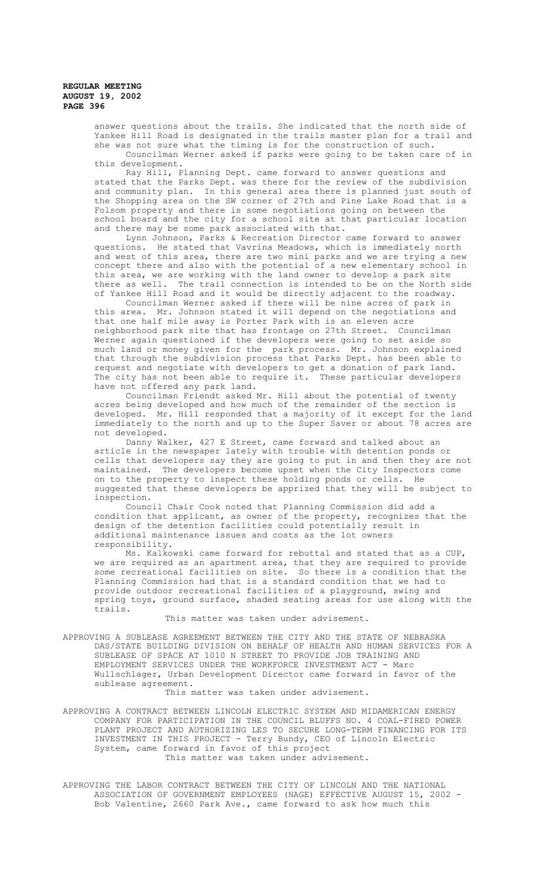answer questions about the trails. She indicated that the north side of Yankee Hill Road is designated in the trails master plan for a trail and she was not sure what the timing is for the construction of such.

Councilman Werner asked if parks were going to be taken care of in this development.

Ray Hill, Planning Dept. came forward to answer questions and stated that the Parks Dept. was there for the review of the subdivision and community plan. In this general area there is planned just south of the Shopping area on the SW corner of 27th and Pine Lake Road that is a Folsom property and there is some negotiations going on between the school board and the city for a school site at that particular location and there may be some park associated with that.

Lynn Johnson, Parks & Recreation Director came forward to answer questions. He stated that Vavrina Meadows, which is immediately north and west of this area, there are two mini parks and we are trying a new concept there and also with the potential of a new elementary school in this area, we are working with the land owner to develop a park site there as well. The trail connection is intended to be on the North side of Yankee Hill Road and it would be directly adjacent to the roadway.

Councilman Werner asked if there will be nine acres of park in this area. Mr. Johnson stated it will depend on the negotiations and that one half mile away is Porter Park with is an eleven acre neighborhood park site that has frontage on 27th Street. Councilman Werner again questioned if the developers were going to set aside so much land or money given for the park process. Mr. Johnson explained that through the subdivision process that Parks Dept. has been able to request and negotiate with developers to get a donation of park land. The city has not been able to require it. These particular developers have not offered any park land.

Councilman Friendt asked Mr. Hill about the potential of twenty acres being developed and how much of the remainder of the section is developed. Mr. Hill responded that a majority of it except for the land immediately to the north and up to the Super Saver or about 78 acres are not developed.

Danny Walker, 427 E Street, came forward and talked about an article in the newspaper lately with trouble with detention ponds or cells that developers say they are going to put in and then they are not maintained. The developers become upset when the City Inspectors come on to the property to inspect these holding ponds or cells. He suggested that these developers be apprized that they will be subject to inspection.

Council Chair Cook noted that Planning Commission did add a condition that applicant, as owner of the property, recognizes that the design of the detention facilities could potentially result in additional maintenance issues and costs as the lot owners responsibility.

Ms. Kalkowski came forward for rebuttal and stated that as a CUP, we are required as an apartment area, that they are required to provide some recreational facilities on site. So there is a condition that the Planning Commission had that is a standard condition that we had to provide outdoor recreational facilities of a playground, swing and spring toys, ground surface, shaded seating areas for use along with the trails.

This matter was taken under advisement.

APPROVING A SUBLEASE AGREEMENT BETWEEN THE CITY AND THE STATE OF NEBRASKA DAS/STATE BUILDING DIVISION ON BEHALF OF HEALTH AND HUMAN SERVICES FOR A SUBLEASE OF SPACE AT 1010 N STREET TO PROVIDE JOB TRAINING AND EMPLOYMENT SERVICES UNDER THE WORKFORCE INVESTMENT ACT - Marc Wullschlager, Urban Development Director came forward in favor of the sublease agreement.

This matter was taken under advisement.

APPROVING A CONTRACT BETWEEN LINCOLN ELECTRIC SYSTEM AND MIDAMERICAN ENERGY COMPANY FOR PARTICIPATION IN THE COUNCIL BLUFFS NO. 4 COAL-FIRED POWER PLANT PROJECT AND AUTHORIZING LES TO SECURE LONG-TERM FINANCING FOR ITS INVESTMENT IN THIS PROJECT - Terry Bundy, CEO of Lincoln Electric System, came forward in favor of this project

This matter was taken under advisement.

APPROVING THE LABOR CONTRACT BETWEEN THE CITY OF LINCOLN AND THE NATIONAL ASSOCIATION OF GOVERNMENT EMPLOYEES (NAGE) EFFECTIVE AUGUST 15, 2002 - Bob Valentine, 2660 Park Ave., came forward to ask how much this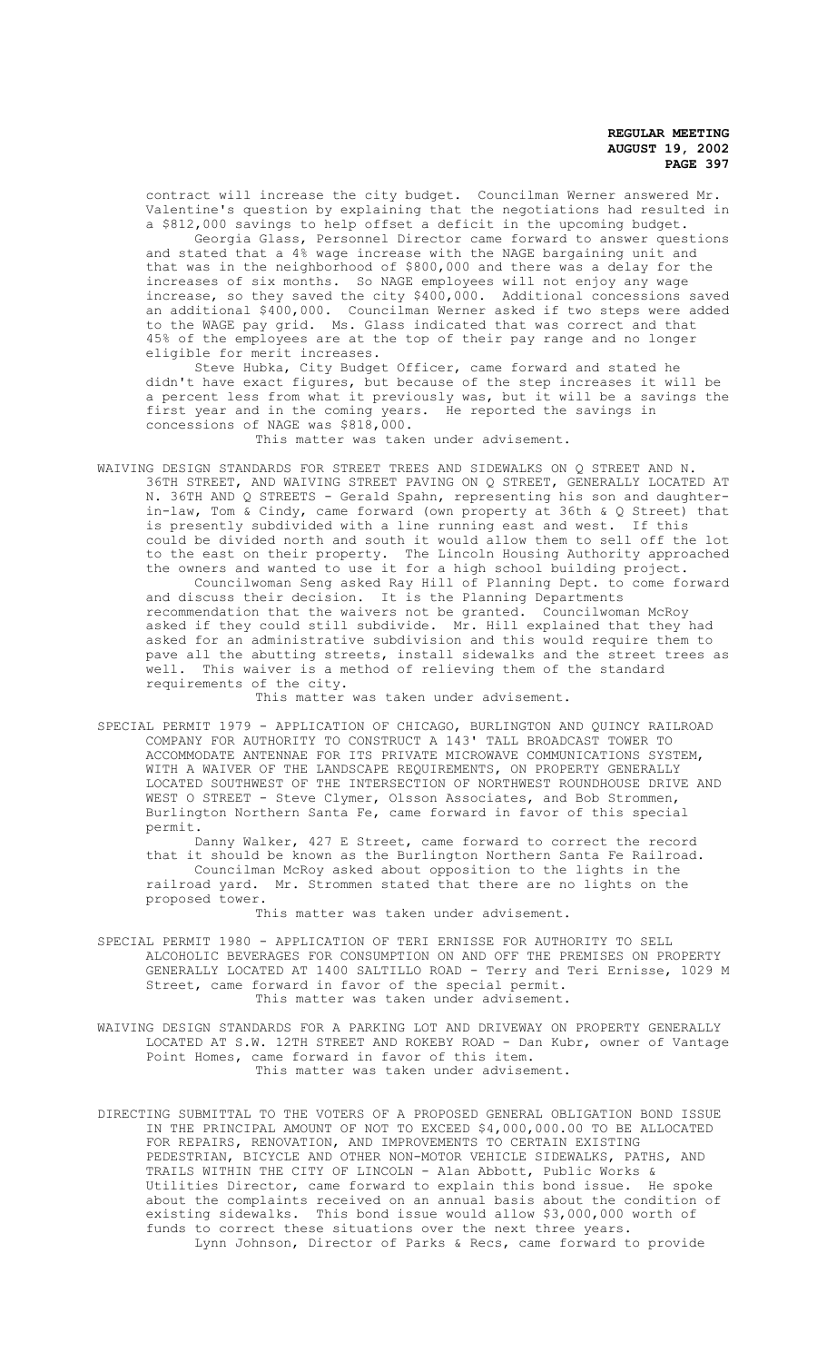contract will increase the city budget. Councilman Werner answered Mr. Valentine's question by explaining that the negotiations had resulted in a $812,000 savings to help offset a deficit in the upcoming budget.

Georgia Glass, Personnel Director came forward to answer questions and stated that a 4% wage increase with the NAGE bargaining unit and that was in the neighborhood of $800,000 and there was a delay for the increases of six months. So NAGE employees will not enjoy any wage increase, so they saved the city $400,000. Additional concessions saved an additional $400,000. Councilman Werner asked if two steps were added to the WAGE pay grid. Ms. Glass indicated that was correct and that 45% of the employees are at the top of their pay range and no longer eligible for merit increases.

Steve Hubka, City Budget Officer, came forward and stated he didn't have exact figures, but because of the step increases it will be a percent less from what it previously was, but it will be a savings the first year and in the coming years. He reported the savings in concessions of NAGE was $818,000.

This matter was taken under advisement.

WAIVING DESIGN STANDARDS FOR STREET TREES AND SIDEWALKS ON Q STREET AND N. 36TH STREET, AND WAIVING STREET PAVING ON Q STREET, GENERALLY LOCATED AT N. 36TH AND Q STREETS - Gerald Spahn, representing his son and daughter-in-law, Tom & Cindy, came forward (own property at 36th & Q Street) that is presently subdivided with a line running east and west. If this could be divided north and south it would allow them to sell off the lot to the east on their property. The Lincoln Housing Authority approached the owners and wanted to use it for a high school building project.

Councilwoman Seng asked Ray Hill of Planning Dept. to come forward and discuss their decision. It is the Planning Departments recommendation that the waivers not be granted. Councilwoman McRoy asked if they could still subdivide. Mr. Hill explained that they had asked for an administrative subdivision and this would require them to pave all the abutting streets, install sidewalks and the street trees as well. This waiver is a method of relieving them of the standard requirements of the city.

This matter was taken under advisement.

SPECIAL PERMIT 1979 - APPLICATION OF CHICAGO, BURLINGTON AND QUINCY RAILROAD COMPANY FOR AUTHORITY TO CONSTRUCT A 143' TALL BROADCAST TOWER TO ACCOMMODATE ANTENNAE FOR ITS PRIVATE MICROWAVE COMMUNICATIONS SYSTEM, WITH A WAIVER OF THE LANDSCAPE REQUIREMENTS, ON PROPERTY GENERALLY LOCATED SOUTHWEST OF THE INTERSECTION OF NORTHWEST ROUNDHOUSE DRIVE AND WEST O STREET - Steve Clymer, Olsson Associates, and Bob Strommen, Burlington Northern Santa Fe, came forward in favor of this special permit.

Danny Walker, 427 E Street, came forward to correct the record that it should be known as the Burlington Northern Santa Fe Railroad.

Councilman McRoy asked about opposition to the lights in the railroad yard. Mr. Strommen stated that there are no lights on the proposed tower.

This matter was taken under advisement.

SPECIAL PERMIT 1980 - APPLICATION OF TERI ERNISSE FOR AUTHORITY TO SELL ALCOHOLIC BEVERAGES FOR CONSUMPTION ON AND OFF THE PREMISES ON PROPERTY GENERALLY LOCATED AT 1400 SALTILLO ROAD - Terry and Teri Ernisse, 1029 M Street, came forward in favor of the special permit.

This matter was taken under advisement.

WAIVING DESIGN STANDARDS FOR A PARKING LOT AND DRIVEWAY ON PROPERTY GENERALLY LOCATED AT S.W. 12TH STREET AND ROKEBY ROAD - Dan Kubr, owner of Vantage Point Homes, came forward in favor of this item.

This matter was taken under advisement.

DIRECTING SUBMITTAL TO THE VOTERS OF A PROPOSED GENERAL OBLIGATION BOND ISSUE IN THE PRINCIPAL AMOUNT OF NOT TO EXCEED $4,000,000.00 TO BE ALLOCATED FOR REPAIRS, RENOVATION, AND IMPROVEMENTS TO CERTAIN EXISTING PEDESTRIAN, BICYCLE AND OTHER NON-MOTOR VEHICLE SIDEWALKS, PATHS, AND TRAILS WITHIN THE CITY OF LINCOLN - Alan Abbott, Public Works & Utilities Director, came forward to explain this bond issue. He spoke about the complaints received on an annual basis about the condition of existing sidewalks. This bond issue would allow $3,000,000 worth of funds to correct these situations over the next three years.

Lynn Johnson, Director of Parks & Recs, came forward to provide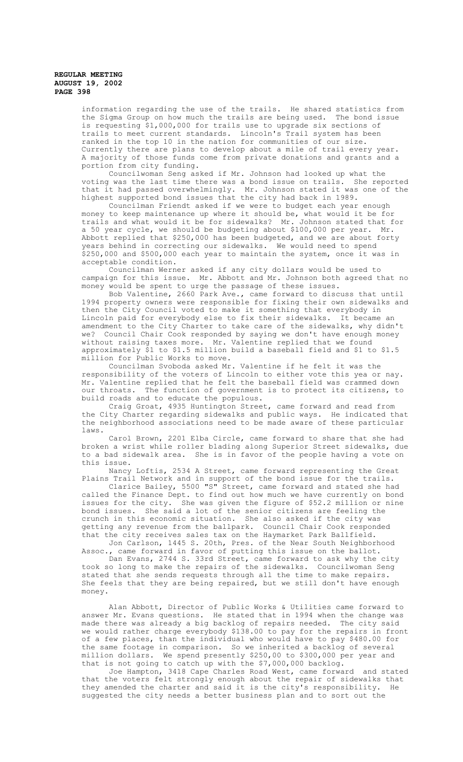information regarding the use of the trails. He shared statistics from the Sigma Group on how much the trails are being used. The bond issue is requesting $1,000,000 for trails use to upgrade six sections of trails to meet current standards. Lincoln's Trail system has been ranked in the top 10 in the nation for communities of our size. Currently there are plans to develop about a mile of trail every year. A majority of those funds come from private donations and grants and a portion from city funding.

Councilwoman Seng asked if Mr. Johnson had looked up what the voting was the last time there was a bond issue on trails. She reported that it had passed overwhelmingly. Mr. Johnson stated it was one of the highest supported bond issues that the city had back in 1989.

Councilman Friendt asked if we were to budget each year enough money to keep maintenance up where it should be, what would it be for trails and what would it be for sidewalks? Mr. Johnson stated that for a 50 year cycle, we should be budgeting about $100,000 per year. Mr. Abbott replied that $250,000 has been budgeted, and we are about forty years behind in correcting our sidewalks. We would need to spend $250,000 and $500,000 each year to maintain the system, once it was in acceptable condition.

Councilman Werner asked if any city dollars would be used to campaign for this issue. Mr. Abbott and Mr. Johnson both agreed that no money would be spent to urge the passage of these issues.

Bob Valentine, 2660 Park Ave., came forward to discuss that until 1994 property owners were responsible for fixing their own sidewalks and then the City Council voted to make it something that everybody in Lincoln paid for everybody else to fix their sidewalks. It became an amendment to the City Charter to take care of the sidewalks, why didn't we? Council Chair Cook responded by saying we don't have enough money without raising taxes more. Mr. Valentine replied that we found approximately $1 to $1.5 million build a baseball field and $1 to $1.5 million for Public Works to move.

Councilman Svoboda asked Mr. Valentine if he felt it was the responsibility of the voters of Lincoln to either vote this yea or nay. Mr. Valentine replied that he felt the baseball field was crammed down our throats. The function of government is to protect its citizens, to build roads and to educate the populous.

Craig Groat, 4935 Huntington Street, came forward and read from the City Charter regarding sidewalks and public ways. He indicated that the neighborhood associations need to be made aware of these particular laws.

Carol Brown, 2201 Elba Circle, came forward to share that she had broken a wrist while roller blading along Superior Street sidewalks, due to a bad sidewalk area. She is in favor of the people having a vote on this issue.

Nancy Loftis, 2534 A Street, came forward representing the Great Plains Trail Network and in support of the bond issue for the trails.

Clarice Bailey, 5500 "S" Street, came forward and stated she had called the Finance Dept. to find out how much we have currently on bond issues for the city. She was given the figure of $52.2 million or nine bond issues. She said a lot of the senior citizens are feeling the crunch in this economic situation. She also asked if the city was getting any revenue from the ballpark. Council Chair Cook responded that the city receives sales tax on the Haymarket Park Ballfield.

Jon Carlson, 1445 S. 20th, Pres. of the Near South Neighborhood Assoc., came forward in favor of putting this issue on the ballot.

Dan Evans, 2744 S. 33rd Street, came forward to ask why the city took so long to make the repairs of the sidewalks. Councilwoman Seng stated that she sends requests through all the time to make repairs. She feels that they are being repaired, but we still don't have enough money.

Alan Abbott, Director of Public Works & Utilities came forward to answer Mr. Evans questions. He stated that in 1994 when the change was made there was already a big backlog of repairs needed. The city said we would rather charge everybody $138.00 to pay for the repairs in front of a few places, than the individual who would have to pay $480.00 for the same footage in comparison. So we inherited a backlog of several million dollars. We spend presently $250,00 to $300,000 per year and that is not going to catch up with the $7,000,000 backlog.

Joe Hampton, 3418 Cape Charles Road West, came forward and stated that the voters felt strongly enough about the repair of sidewalks that they amended the charter and said it is the city's responsibility. He suggested the city needs a better business plan and to sort out the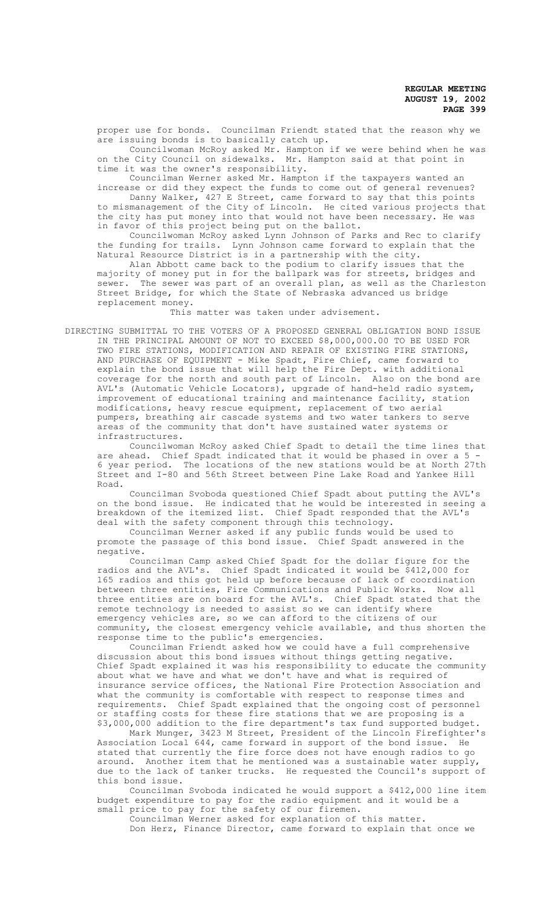proper use for bonds. Councilman Friendt stated that the reason why we are issuing bonds is to basically catch up.

Councilwoman McRoy asked Mr. Hampton if we were behind when he was on the City Council on sidewalks. Mr. Hampton said at that point in time it was the owner's responsibility.

Councilman Werner asked Mr. Hampton if the taxpayers wanted an increase or did they expect the funds to come out of general revenues?

Danny Walker, 427 E Street, came forward to say that this points to mismanagement of the City of Lincoln. He cited various projects that the city has put money into that would not have been necessary. He was in favor of this project being put on the ballot.

Councilwoman McRoy asked Lynn Johnson of Parks and Rec to clarify the funding for trails. Lynn Johnson came forward to explain that the Natural Resource District is in a partnership with the city.

Alan Abbott came back to the podium to clarify issues that the majority of money put in for the ballpark was for streets, bridges and sewer. The sewer was part of an overall plan, as well as the Charleston Street Bridge, for which the State of Nebraska advanced us bridge replacement money.

This matter was taken under advisement.

DIRECTING SUBMITTAL TO THE VOTERS OF A PROPOSED GENERAL OBLIGATION BOND ISSUE IN THE PRINCIPAL AMOUNT OF NOT TO EXCEED $8,000,000.00 TO BE USED FOR TWO FIRE STATIONS, MODIFICATION AND REPAIR OF EXISTING FIRE STATIONS, AND PURCHASE OF EQUIPMENT - Mike Spadt, Fire Chief, came forward to explain the bond issue that will help the Fire Dept. with additional coverage for the north and south part of Lincoln. Also on the bond are AVL's (Automatic Vehicle Locators), upgrade of hand-held radio system, improvement of educational training and maintenance facility, station modifications, heavy rescue equipment, replacement of two aerial pumpers, breathing air cascade systems and two water tankers to serve areas of the community that don't have sustained water systems or infrastructures.

Councilwoman McRoy asked Chief Spadt to detail the time lines that are ahead. Chief Spadt indicated that it would be phased in over a 5 - 6 year period. The locations of the new stations would be at North 27th Street and I-80 and 56th Street between Pine Lake Road and Yankee Hill Road.

Councilman Svoboda questioned Chief Spadt about putting the AVL's on the bond issue. He indicated that he would be interested in seeing a breakdown of the itemized list. Chief Spadt responded that the AVL's deal with the safety component through this technology.

Councilman Werner asked if any public funds would be used to promote the passage of this bond issue. Chief Spadt answered in the negative.

Councilman Camp asked Chief Spadt for the dollar figure for the radios and the AVL's. Chief Spadt indicated it would be $412,000 for 165 radios and this got held up before because of lack of coordination between three entities, Fire Communications and Public Works. Now all three entities are on board for the AVL's. Chief Spadt stated that the remote technology is needed to assist so we can identify where emergency vehicles are, so we can afford to the citizens of our community, the closest emergency vehicle available, and thus shorten the response time to the public's emergencies.

Councilman Friendt asked how we could have a full comprehensive discussion about this bond issues without things getting negative. Chief Spadt explained it was his responsibility to educate the community about what we have and what we don't have and what is required of insurance service offices, the National Fire Protection Association and what the community is comfortable with respect to response times and requirements. Chief Spadt explained that the ongoing cost of personnel or staffing costs for these fire stations that we are proposing is a $3,000,000 addition to the fire department's tax fund supported budget.

Mark Munger, 3423 M Street, President of the Lincoln Firefighter's Association Local 644, came forward in support of the bond issue. He stated that currently the fire force does not have enough radios to go around. Another item that he mentioned was a sustainable water supply, due to the lack of tanker trucks. He requested the Council's support of this bond issue.

Councilman Svoboda indicated he would support a $412,000 line item budget expenditure to pay for the radio equipment and it would be a small price to pay for the safety of our firemen.

Councilman Werner asked for explanation of this matter.

Don Herz, Finance Director, came forward to explain that once we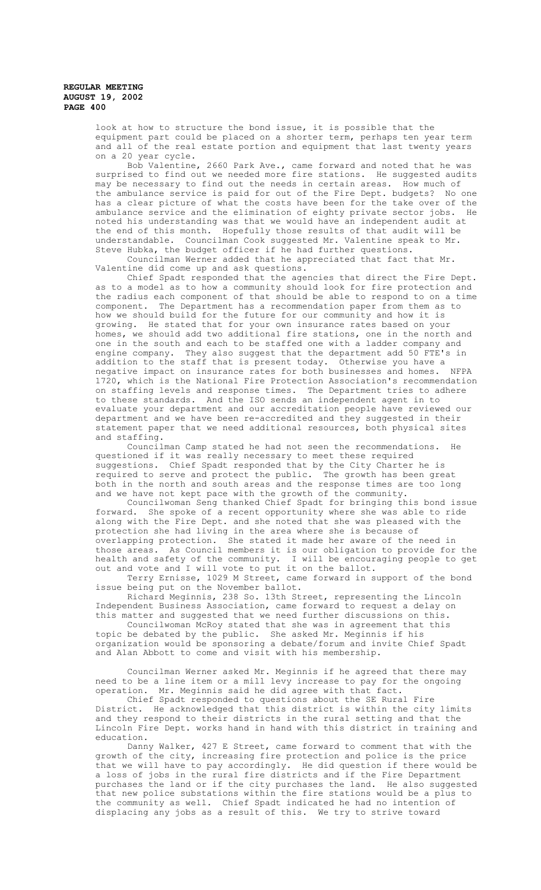look at how to structure the bond issue, it is possible that the equipment part could be placed on a shorter term, perhaps ten year term and all of the real estate portion and equipment that last twenty years on a 20 year cycle.

Bob Valentine, 2660 Park Ave., came forward and noted that he was surprised to find out we needed more fire stations. He suggested audits may be necessary to find out the needs in certain areas. How much of the ambulance service is paid for out of the Fire Dept. budgets? No one has a clear picture of what the costs have been for the take over of the ambulance service and the elimination of eighty private sector jobs. He noted his understanding was that we would have an independent audit at the end of this month. Hopefully those results of that audit will be understandable. Councilman Cook suggested Mr. Valentine speak to Mr. Steve Hubka, the budget officer if he had further questions.

Councilman Werner added that he appreciated that fact that Mr. Valentine did come up and ask questions.

Chief Spadt responded that the agencies that direct the Fire Dept. as to a model as to how a community should look for fire protection and the radius each component of that should be able to respond to on a time component. The Department has a recommendation paper from them as to how we should build for the future for our community and how it is growing. He stated that for your own insurance rates based on your homes, we should add two additional fire stations, one in the north and one in the south and each to be staffed one with a ladder company and engine company. They also suggest that the department add 50 FTE's in addition to the staff that is present today. Otherwise you have a negative impact on insurance rates for both businesses and homes. NFPA 1720, which is the National Fire Protection Association's recommendation on staffing levels and response times. The Department tries to adhere to these standards. And the ISO sends an independent agent in to evaluate your department and our accreditation people have reviewed our department and we have been re-accredited and they suggested in their statement paper that we need additional resources, both physical sites and staffing.

Councilman Camp stated he had not seen the recommendations. He questioned if it was really necessary to meet these required suggestions. Chief Spadt responded that by the City Charter he is required to serve and protect the public. The growth has been great both in the north and south areas and the response times are too long and we have not kept pace with the growth of the community.

Councilwoman Seng thanked Chief Spadt for bringing this bond issue forward. She spoke of a recent opportunity where she was able to ride along with the Fire Dept. and she noted that she was pleased with the protection she had living in the area where she is because of overlapping protection. She stated it made her aware of the need in those areas. As Council members it is our obligation to provide for the health and safety of the community. I will be encouraging people to get out and vote and I will vote to put it on the ballot.

Terry Ernisse, 1029 M Street, came forward in support of the bond issue being put on the November ballot.

Richard Meginnis, 238 So. 13th Street, representing the Lincoln Independent Business Association, came forward to request a delay on this matter and suggested that we need further discussions on this.

Councilwoman McRoy stated that she was in agreement that this topic be debated by the public. She asked Mr. Meginnis if his organization would be sponsoring a debate/forum and invite Chief Spadt and Alan Abbott to come and visit with his membership.

Councilman Werner asked Mr. Meginnis if he agreed that there may need to be a line item or a mill levy increase to pay for the ongoing operation. Mr. Meginnis said he did agree with that fact.

Chief Spadt responded to questions about the SE Rural Fire District. He acknowledged that this district is within the city limits and they respond to their districts in the rural setting and that the Lincoln Fire Dept. works hand in hand with this district in training and education.

Danny Walker, 427 E Street, came forward to comment that with the growth of the city, increasing fire protection and police is the price that we will have to pay accordingly. He did question if there would be a loss of jobs in the rural fire districts and if the Fire Department purchases the land or if the city purchases the land. He also suggested that new police substations within the fire stations would be a plus to the community as well. Chief Spadt indicated he had no intention of displacing any jobs as a result of this. We try to strive toward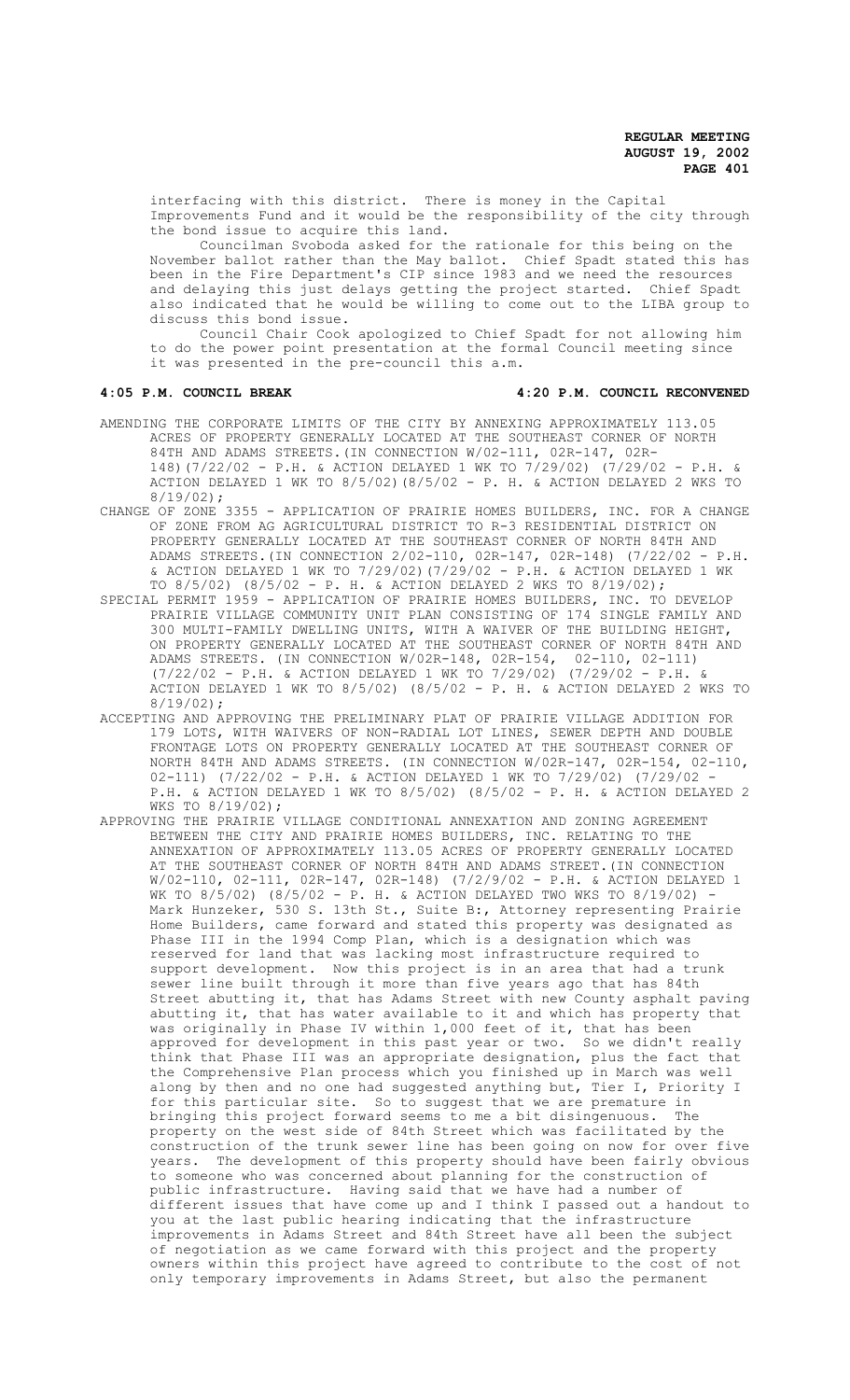interfacing with this district. There is money in the Capital Improvements Fund and it would be the responsibility of the city through the bond issue to acquire this land.

Councilman Svoboda asked for the rationale for this being on the November ballot rather than the May ballot. Chief Spadt stated this has been in the Fire Department's CIP since 1983 and we need the resources and delaying this just delays getting the project started. Chief Spadt also indicated that he would be willing to come out to the LIBA group to discuss this bond issue.

Council Chair Cook apologized to Chief Spadt for not allowing him to do the power point presentation at the formal Council meeting since it was presented in the pre-council this a.m.

**4:05 P.M. COUNCIL BREAK** **4:20 P.M. COUNCIL RECONVENED**

AMENDING THE CORPORATE LIMITS OF THE CITY BY ANNEXING APPROXIMATELY 113.05 ACRES OF PROPERTY GENERALLY LOCATED AT THE SOUTHEAST CORNER OF NORTH 84TH AND ADAMS STREETS.(IN CONNECTION W/02-111, 02R-147, 02R-148)(7/22/02 - P.H. & ACTION DELAYED 1 WK TO 7/29/02) (7/29/02 - P.H. & ACTION DELAYED 1 WK TO 8/5/02)(8/5/02 - P. H. & ACTION DELAYED 2 WKS TO 8/19/02);

CHANGE OF ZONE 3355 - APPLICATION OF PRAIRIE HOMES BUILDERS, INC. FOR A CHANGE OF ZONE FROM AG AGRICULTURAL DISTRICT TO R-3 RESIDENTIAL DISTRICT ON PROPERTY GENERALLY LOCATED AT THE SOUTHEAST CORNER OF NORTH 84TH AND ADAMS STREETS.(IN CONNECTION 2/02-110, 02R-147, 02R-148) (7/22/02 - P.H. & ACTION DELAYED 1 WK TO 7/29/02)(7/29/02 - P.H. & ACTION DELAYED 1 WK TO 8/5/02) (8/5/02 - P. H. & ACTION DELAYED 2 WKS TO 8/19/02);

SPECIAL PERMIT 1959 - APPLICATION OF PRAIRIE HOMES BUILDERS, INC. TO DEVELOP PRAIRIE VILLAGE COMMUNITY UNIT PLAN CONSISTING OF 174 SINGLE FAMILY AND 300 MULTI-FAMILY DWELLING UNITS, WITH A WAIVER OF THE BUILDING HEIGHT, ON PROPERTY GENERALLY LOCATED AT THE SOUTHEAST CORNER OF NORTH 84TH AND ADAMS STREETS. (IN CONNECTION W/02R-148, 02R-154, 02-110, 02-111) (7/22/02 - P.H. & ACTION DELAYED 1 WK TO 7/29/02) (7/29/02 - P.H. & ACTION DELAYED 1 WK TO 8/5/02) (8/5/02 - P. H. & ACTION DELAYED 2 WKS TO 8/19/02);

ACCEPTING AND APPROVING THE PRELIMINARY PLAT OF PRAIRIE VILLAGE ADDITION FOR 179 LOTS, WITH WAIVERS OF NON-RADIAL LOT LINES, SEWER DEPTH AND DOUBLE FRONTAGE LOTS ON PROPERTY GENERALLY LOCATED AT THE SOUTHEAST CORNER OF NORTH 84TH AND ADAMS STREETS. (IN CONNECTION W/02R-147, 02R-154, 02-110, 02-111) (7/22/02 - P.H. & ACTION DELAYED 1 WK TO 7/29/02) (7/29/02 - P.H. & ACTION DELAYED 1 WK TO 8/5/02) (8/5/02 - P. H. & ACTION DELAYED 2 WKS TO 8/19/02);

APPROVING THE PRAIRIE VILLAGE CONDITIONAL ANNEXATION AND ZONING AGREEMENT BETWEEN THE CITY AND PRAIRIE HOMES BUILDERS, INC. RELATING TO THE ANNEXATION OF APPROXIMATELY 113.05 ACRES OF PROPERTY GENERALLY LOCATED AT THE SOUTHEAST CORNER OF NORTH 84TH AND ADAMS STREET.(IN CONNECTION W/02-110, 02-111, 02R-147, 02R-148) (7/2/9/02 - P.H. & ACTION DELAYED 1 WK TO 8/5/02) (8/5/02 - P. H. & ACTION DELAYED TWO WKS TO 8/19/02) - Mark Hunzeker, 530 S. 13th St., Suite B:, Attorney representing Prairie Home Builders, came forward and stated this property was designated as Phase III in the 1994 Comp Plan, which is a designation which was reserved for land that was lacking most infrastructure required to support development. Now this project is in an area that had a trunk sewer line built through it more than five years ago that has 84th Street abutting it, that has Adams Street with new County asphalt paving abutting it, that has water available to it and which has property that was originally in Phase IV within 1,000 feet of it, that has been approved for development in this past year or two. So we didn't really think that Phase III was an appropriate designation, plus the fact that the Comprehensive Plan process which you finished up in March was well along by then and no one had suggested anything but, Tier I, Priority I for this particular site. So to suggest that we are premature in bringing this project forward seems to me a bit disingenuous. The property on the west side of 84th Street which was facilitated by the construction of the trunk sewer line has been going on now for over five years. The development of this property should have been fairly obvious to someone who was concerned about planning for the construction of public infrastructure. Having said that we have had a number of different issues that have come up and I think I passed out a handout to you at the last public hearing indicating that the infrastructure improvements in Adams Street and 84th Street have all been the subject of negotiation as we came forward with this project and the property owners within this project have agreed to contribute to the cost of not only temporary improvements in Adams Street, but also the permanent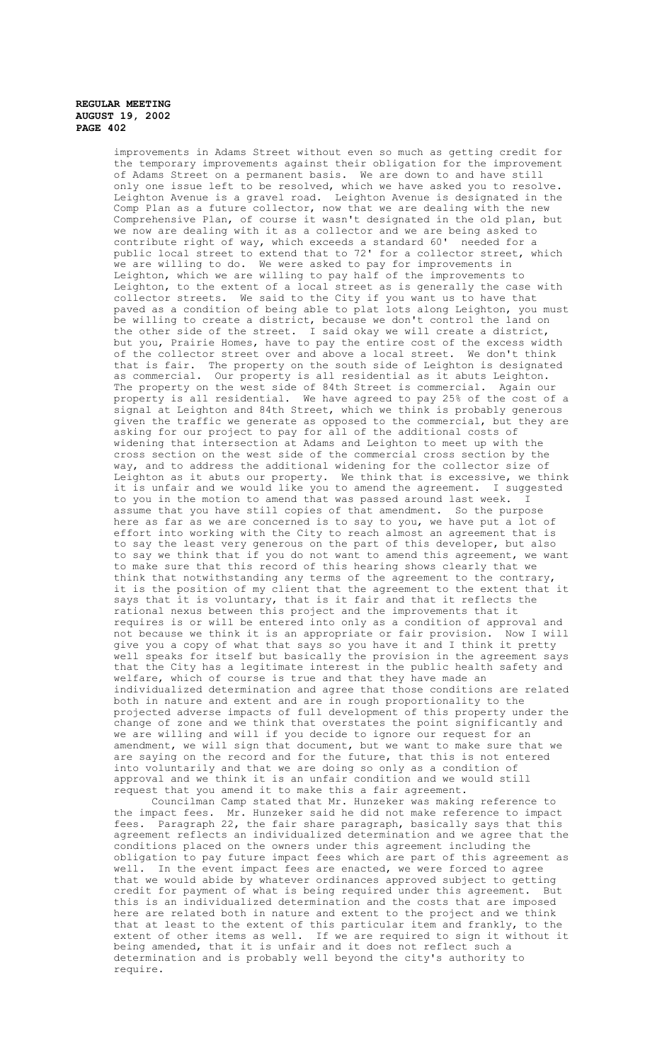improvements in Adams Street without even so much as getting credit for the temporary improvements against their obligation for the improvement of Adams Street on a permanent basis. We are down to and have still only one issue left to be resolved, which we have asked you to resolve. Leighton Avenue is a gravel road. Leighton Avenue is designated in the Comp Plan as a future collector, now that we are dealing with the new Comprehensive Plan, of course it wasn't designated in the old plan, but we now are dealing with it as a collector and we are being asked to contribute right of way, which exceeds a standard 60' needed for a public local street to extend that to 72' for a collector street, which we are willing to do. We were asked to pay for improvements in Leighton, which we are willing to pay half of the improvements to Leighton, to the extent of a local street as is generally the case with collector streets. We said to the City if you want us to have that paved as a condition of being able to plat lots along Leighton, you must be willing to create a district, because we don't control the land on the other side of the street. I said okay we will create a district, but you, Prairie Homes, have to pay the entire cost of the excess width of the collector street over and above a local street. We don't think that is fair. The property on the south side of Leighton is designated as commercial. Our property is all residential as it abuts Leighton. The property on the west side of 84th Street is commercial. Again our property is all residential. We have agreed to pay 25% of the cost of a signal at Leighton and 84th Street, which we think is probably generous given the traffic we generate as opposed to the commercial, but they are asking for our project to pay for all of the additional costs of widening that intersection at Adams and Leighton to meet up with the cross section on the west side of the commercial cross section by the way, and to address the additional widening for the collector size of Leighton as it abuts our property. We think that is excessive, we think it is unfair and we would like you to amend the agreement. I suggested to you in the motion to amend that was passed around last week. I assume that you have still copies of that amendment. So the purpose here as far as we are concerned is to say to you, we have put a lot of effort into working with the City to reach almost an agreement that is to say the least very generous on the part of this developer, but also to say we think that if you do not want to amend this agreement, we want to make sure that this record of this hearing shows clearly that we think that notwithstanding any terms of the agreement to the contrary, it is the position of my client that the agreement to the extent that it says that it is voluntary, that is it fair and that it reflects the rational nexus between this project and the improvements that it requires is or will be entered into only as a condition of approval and not because we think it is an appropriate or fair provision. Now I will give you a copy of what that says so you have it and I think it pretty well speaks for itself but basically the provision in the agreement says that the City has a legitimate interest in the public health safety and welfare, which of course is true and that they have made an individualized determination and agree that those conditions are related both in nature and extent and are in rough proportionality to the projected adverse impacts of full development of this property under the change of zone and we think that overstates the point significantly and we are willing and will if you decide to ignore our request for an amendment, we will sign that document, but we want to make sure that we are saying on the record and for the future, that this is not entered into voluntarily and that we are doing so only as a condition of approval and we think it is an unfair condition and we would still request that you amend it to make this a fair agreement.

Councilman Camp stated that Mr. Hunzeker was making reference to the impact fees. Mr. Hunzeker said he did not make reference to impact fees. Paragraph 22, the fair share paragraph, basically says that this agreement reflects an individualized determination and we agree that the conditions placed on the owners under this agreement including the obligation to pay future impact fees which are part of this agreement as well. In the event impact fees are enacted, we were forced to agree that we would abide by whatever ordinances approved subject to getting credit for payment of what is being required under this agreement. But this is an individualized determination and the costs that are imposed here are related both in nature and extent to the project and we think that at least to the extent of this particular item and frankly, to the extent of other items as well. If we are required to sign it without it being amended, that it is unfair and it does not reflect such a determination and is probably well beyond the city's authority to require.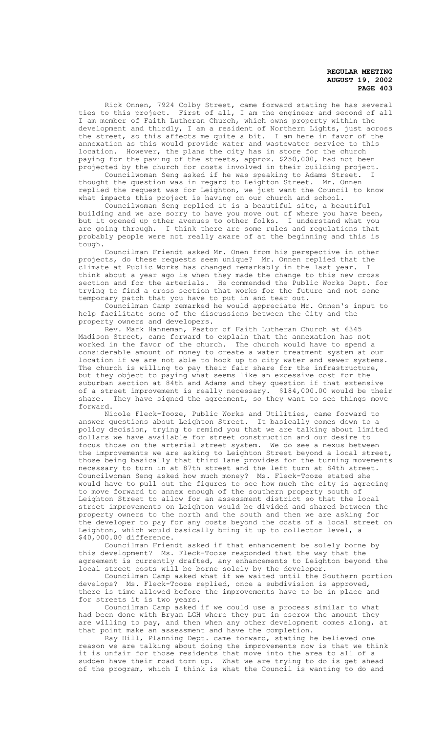Rick Onnen, 7924 Colby Street, came forward stating he has several ties to this project. First of all, I am the engineer and second of all I am member of Faith Lutheran Church, which owns property within the development and thirdly, I am a resident of Northern Lights, just across the street, so this affects me quite a bit. I am here in favor of the annexation as this would provide water and wastewater service to this location. However, the plans the city has in store for the church paying for the paving of the streets, approx. $250,000, had not been projected by the church for costs involved in their building project.

Councilwoman Seng asked if he was speaking to Adams Street. I thought the question was in regard to Leighton Street. Mr. Onnen replied the request was for Leighton, we just want the Council to know what impacts this project is having on our church and school.

Councilwoman Seng replied it is a beautiful site, a beautiful building and we are sorry to have you move out of where you have been, but it opened up other avenues to other folks. I understand what you are going through. I think there are some rules and regulations that probably people were not really aware of at the beginning and this is tough.

Councilman Friendt asked Mr. Onen from his perspective in other projects, do these requests seem unique? Mr. Onnen replied that the climate at Public Works has changed remarkably in the last year. I think about a year ago is when they made the change to this new cross section and for the arterials. He commended the Public Works Dept. for trying to find a cross section that works for the future and not some temporary patch that you have to put in and tear out.

Councilman Camp remarked he would appreciate Mr. Onnen's input to help facilitate some of the discussions between the City and the property owners and developers.

Rev. Mark Hanneman, Pastor of Faith Lutheran Church at 6345 Madison Street, came forward to explain that the annexation has not worked in the favor of the church. The church would have to spend a considerable amount of money to create a water treatment system at our location if we are not able to hook up to city water and sewer systems. The church is willing to pay their fair share for the infrastructure, but they object to paying what seems like an excessive cost for the suburban section at 84th and Adams and they question if that extensive of a street improvement is really necessary. $184,000.00 would be their share. They have signed the agreement, so they want to see things move forward.

Nicole Fleck-Tooze, Public Works and Utilities, came forward to answer questions about Leighton Street. It basically comes down to a policy decision, trying to remind you that we are talking about limited dollars we have available for street construction and our desire to focus those on the arterial street system. We do see a nexus between the improvements we are asking to Leighton Street beyond a local street, those being basically that third lane provides for the turning movements necessary to turn in at 87th street and the left turn at 84th street. Councilwoman Seng asked how much money? Ms. Fleck-Tooze stated she would have to pull out the figures to see how much the city is agreeing to move forward to annex enough of the southern property south of Leighton Street to allow for an assessment district so that the local street improvements on Leighton would be divided and shared between the property owners to the north and the south and then we are asking for the developer to pay for any costs beyond the costs of a local street on Leighton, which would basically bring it up to collector level, a $40,000.00 difference.

Councilman Friendt asked if that enhancement be solely borne by this development? Ms. Fleck-Tooze responded that the way that the agreement is currently drafted, any enhancements to Leighton beyond the local street costs will be borne solely by the developer.

Councilman Camp asked what if we waited until the Southern portion develops? Ms. Fleck-Tooze replied, once a subdivision is approved, there is time allowed before the improvements have to be in place and for streets it is two years.

Councilman Camp asked if we could use a process similar to what had been done with Bryan LGH where they put in escrow the amount they are willing to pay, and then when any other development comes along, at that point make an assessment and have the completion.

Ray Hill, Planning Dept. came forward, stating he believed one reason we are talking about doing the improvements now is that we think it is unfair for those residents that move into the area to all of a sudden have their road torn up. What we are trying to do is get ahead of the program, which I think is what the Council is wanting to do and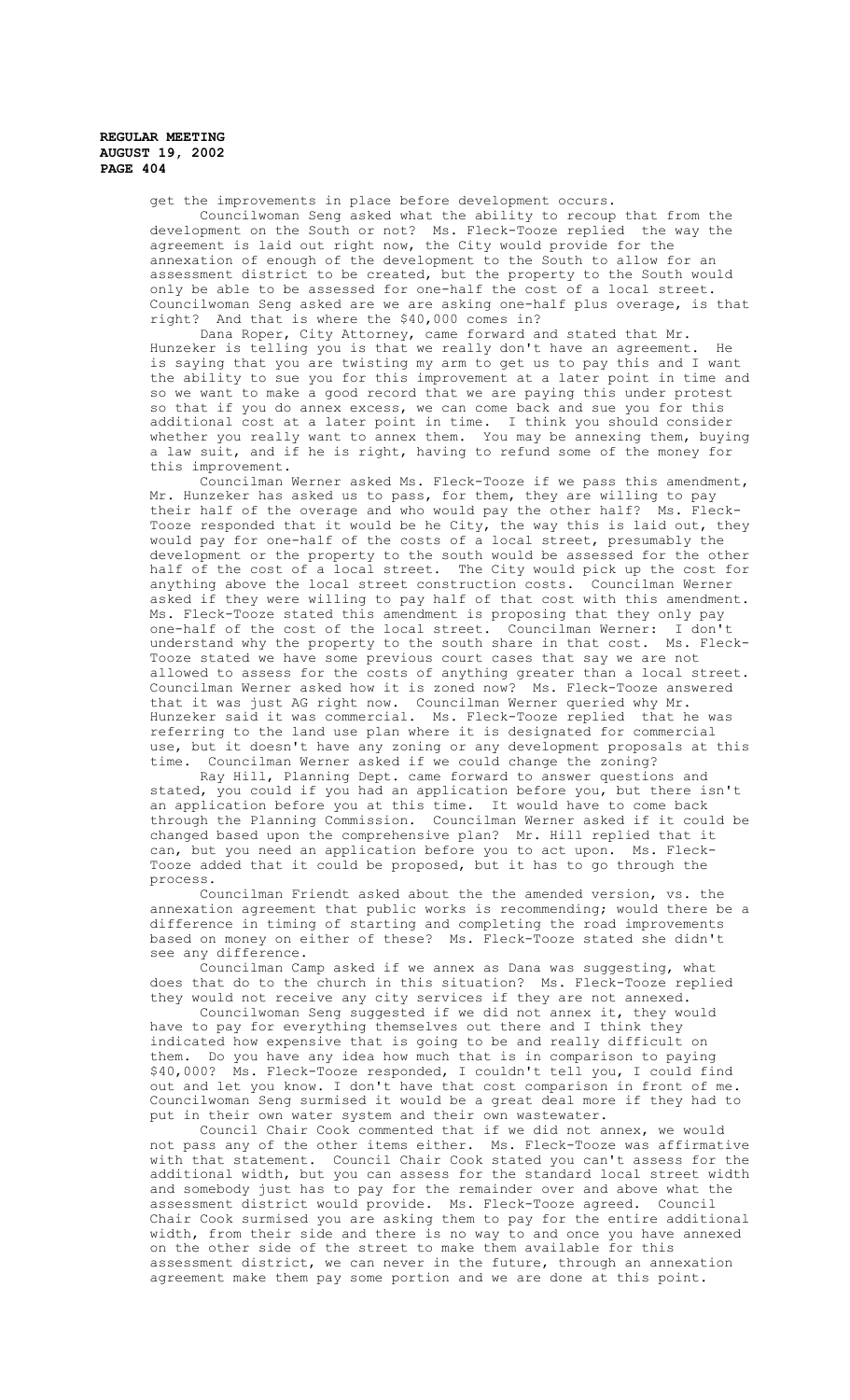get the improvements in place before development occurs.

Councilwoman Seng asked what the ability to recoup that from the development on the South or not? Ms. Fleck-Tooze replied the way the agreement is laid out right now, the City would provide for the annexation of enough of the development to the South to allow for an assessment district to be created, but the property to the South would only be able to be assessed for one-half the cost of a local street. Councilwoman Seng asked are we are asking one-half plus overage, is that right? And that is where the $40,000 comes in?

Dana Roper, City Attorney, came forward and stated that Mr. Hunzeker is telling you is that we really don't have an agreement. He is saying that you are twisting my arm to get us to pay this and I want the ability to sue you for this improvement at a later point in time and so we want to make a good record that we are paying this under protest so that if you do annex excess, we can come back and sue you for this additional cost at a later point in time. I think you should consider whether you really want to annex them. You may be annexing them, buying a law suit, and if he is right, having to refund some of the money for this improvement.

Councilman Werner asked Ms. Fleck-Tooze if we pass this amendment, Mr. Hunzeker has asked us to pass, for them, they are willing to pay their half of the overage and who would pay the other half? Ms. Fleck-Tooze responded that it would be he City, the way this is laid out, they would pay for one-half of the costs of a local street, presumably the development or the property to the south would be assessed for the other half of the cost of a local street. The City would pick up the cost for anything above the local street construction costs. Councilman Werner asked if they were willing to pay half of that cost with this amendment. Ms. Fleck-Tooze stated this amendment is proposing that they only pay one-half of the cost of the local street. Councilman Werner: I don't understand why the property to the south share in that cost. Ms. Fleck-Tooze stated we have some previous court cases that say we are not allowed to assess for the costs of anything greater than a local street. Councilman Werner asked how it is zoned now? Ms. Fleck-Tooze answered that it was just AG right now. Councilman Werner queried why Mr. Hunzeker said it was commercial. Ms. Fleck-Tooze replied that he was referring to the land use plan where it is designated for commercial use, but it doesn't have any zoning or any development proposals at this time. Councilman Werner asked if we could change the zoning?

Ray Hill, Planning Dept. came forward to answer questions and stated, you could if you had an application before you, but there isn't an application before you at this time. It would have to come back through the Planning Commission. Councilman Werner asked if it could be changed based upon the comprehensive plan? Mr. Hill replied that it can, but you need an application before you to act upon. Ms. Fleck-Tooze added that it could be proposed, but it has to go through the process.

Councilman Friendt asked about the the amended version, vs. the annexation agreement that public works is recommending; would there be a difference in timing of starting and completing the road improvements based on money on either of these? Ms. Fleck-Tooze stated she didn't see any difference.

Councilman Camp asked if we annex as Dana was suggesting, what does that do to the church in this situation? Ms. Fleck-Tooze replied they would not receive any city services if they are not annexed.

Councilwoman Seng suggested if we did not annex it, they would have to pay for everything themselves out there and I think they indicated how expensive that is going to be and really difficult on them. Do you have any idea how much that is in comparison to paying $40,000? Ms. Fleck-Tooze responded, I couldn't tell you, I could find out and let you know. I don't have that cost comparison in front of me. Councilwoman Seng surmised it would be a great deal more if they had to put in their own water system and their own wastewater.

Council Chair Cook commented that if we did not annex, we would not pass any of the other items either. Ms. Fleck-Tooze was affirmative with that statement. Council Chair Cook stated you can't assess for the additional width, but you can assess for the standard local street width and somebody just has to pay for the remainder over and above what the assessment district would provide. Ms. Fleck-Tooze agreed. Council Chair Cook surmised you are asking them to pay for the entire additional width, from their side and there is no way to and once you have annexed on the other side of the street to make them available for this assessment district, we can never in the future, through an annexation agreement make them pay some portion and we are done at this point.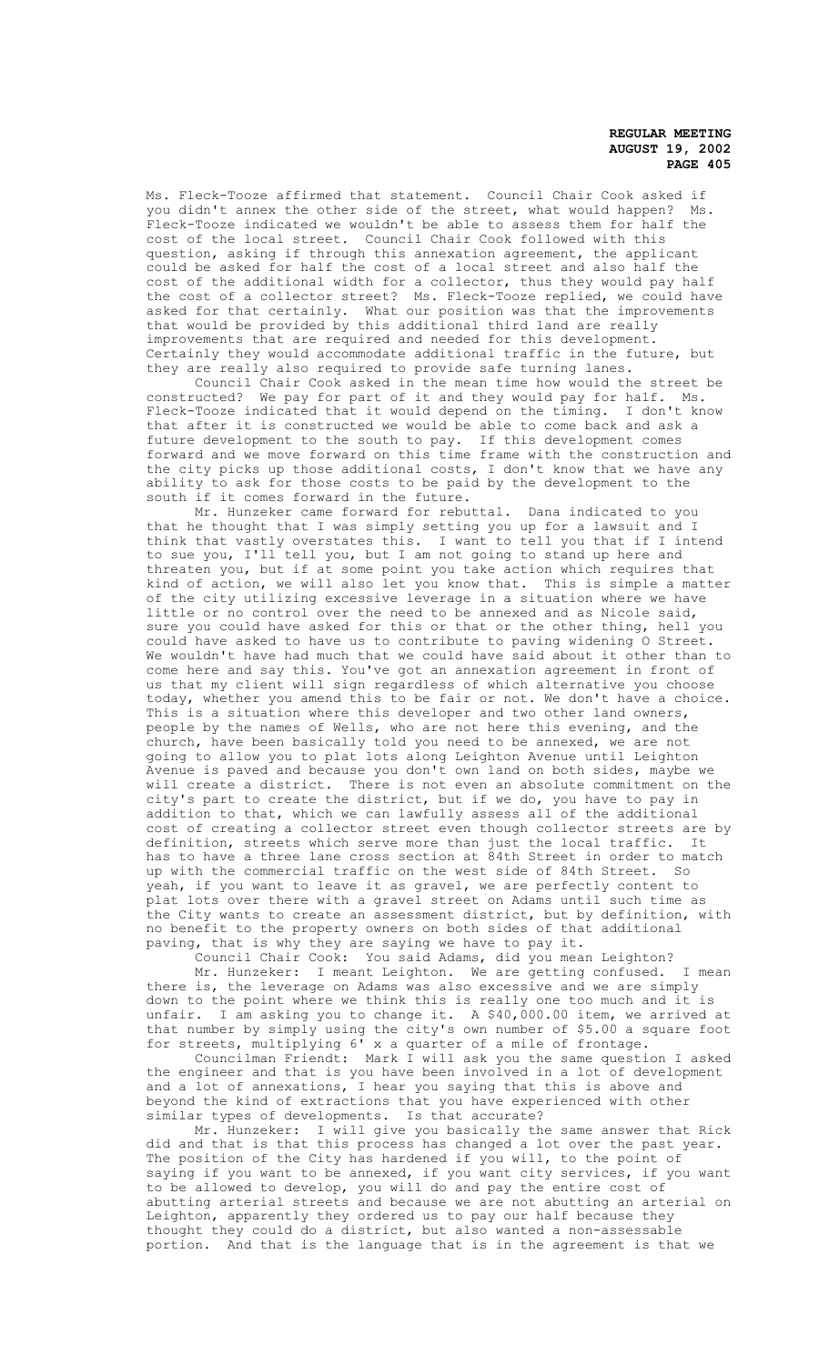Ms. Fleck-Tooze affirmed that statement. Council Chair Cook asked if you didn't annex the other side of the street, what would happen? Ms. Fleck-Tooze indicated we wouldn't be able to assess them for half the cost of the local street. Council Chair Cook followed with this question, asking if through this annexation agreement, the applicant could be asked for half the cost of a local street and also half the cost of the additional width for a collector, thus they would pay half the cost of a collector street? Ms. Fleck-Tooze replied, we could have asked for that certainly. What our position was that the improvements that would be provided by this additional third land are really improvements that are required and needed for this development. Certainly they would accommodate additional traffic in the future, but they are really also required to provide safe turning lanes.

Council Chair Cook asked in the mean time how would the street be constructed? We pay for part of it and they would pay for half. Ms. Fleck-Tooze indicated that it would depend on the timing. I don't know that after it is constructed we would be able to come back and ask a future development to the south to pay. If this development comes forward and we move forward on this time frame with the construction and the city picks up those additional costs, I don't know that we have any ability to ask for those costs to be paid by the development to the south if it comes forward in the future.

Mr. Hunzeker came forward for rebuttal. Dana indicated to you that he thought that I was simply setting you up for a lawsuit and I think that vastly overstates this. I want to tell you that if I intend to sue you, I'll tell you, but I am not going to stand up here and threaten you, but if at some point you take action which requires that kind of action, we will also let you know that. This is simple a matter of the city utilizing excessive leverage in a situation where we have little or no control over the need to be annexed and as Nicole said, sure you could have asked for this or that or the other thing, hell you could have asked to have us to contribute to paving widening O Street. We wouldn't have had much that we could have said about it other than to come here and say this. You've got an annexation agreement in front of us that my client will sign regardless of which alternative you choose today, whether you amend this to be fair or not. We don't have a choice. This is a situation where this developer and two other land owners, people by the names of Wells, who are not here this evening, and the church, have been basically told you need to be annexed, we are not going to allow you to plat lots along Leighton Avenue until Leighton Avenue is paved and because you don't own land on both sides, maybe we will create a district. There is not even an absolute commitment on the city's part to create the district, but if we do, you have to pay in addition to that, which we can lawfully assess all of the additional cost of creating a collector street even though collector streets are by definition, streets which serve more than just the local traffic. It has to have a three lane cross section at 84th Street in order to match up with the commercial traffic on the west side of 84th Street. So yeah, if you want to leave it as gravel, we are perfectly content to plat lots over there with a gravel street on Adams until such time as the City wants to create an assessment district, but by definition, with no benefit to the property owners on both sides of that additional paving, that is why they are saying we have to pay it.

Council Chair Cook: You said Adams, did you mean Leighton?

Mr. Hunzeker: I meant Leighton. We are getting confused. I mean there is, the leverage on Adams was also excessive and we are simply down to the point where we think this is really one too much and it is unfair. I am asking you to change it. A $40,000.00 item, we arrived at that number by simply using the city's own number of $5.00 a square foot for streets, multiplying 6' x a quarter of a mile of frontage.

Councilman Friendt: Mark I will ask you the same question I asked the engineer and that is you have been involved in a lot of development and a lot of annexations, I hear you saying that this is above and beyond the kind of extractions that you have experienced with other similar types of developments. Is that accurate?

Mr. Hunzeker: I will give you basically the same answer that Rick did and that is that this process has changed a lot over the past year. The position of the City has hardened if you will, to the point of saying if you want to be annexed, if you want city services, if you want to be allowed to develop, you will do and pay the entire cost of abutting arterial streets and because we are not abutting an arterial on Leighton, apparently they ordered us to pay our half because they thought they could do a district, but also wanted a non-assessable portion. And that is the language that is in the agreement is that we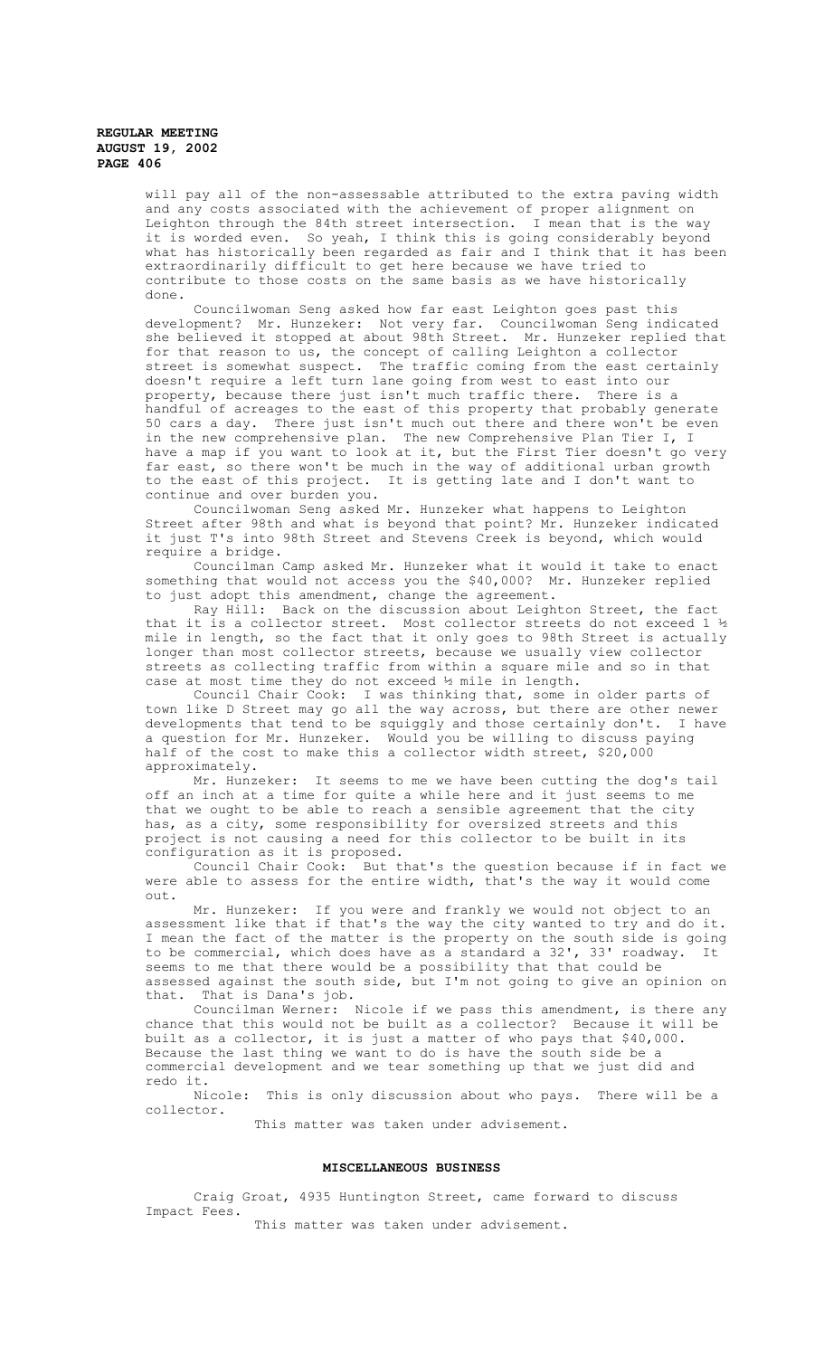will pay all of the non-assessable attributed to the extra paving width and any costs associated with the achievement of proper alignment on Leighton through the 84th street intersection. I mean that is the way it is worded even. So yeah, I think this is going considerably beyond what has historically been regarded as fair and I think that it has been extraordinarily difficult to get here because we have tried to contribute to those costs on the same basis as we have historically done.

Councilwoman Seng asked how far east Leighton goes past this development? Mr. Hunzeker: Not very far. Councilwoman Seng indicated she believed it stopped at about 98th Street. Mr. Hunzeker replied that for that reason to us, the concept of calling Leighton a collector street is somewhat suspect. The traffic coming from the east certainly doesn't require a left turn lane going from west to east into our property, because there just isn't much traffic there. There is a handful of acreages to the east of this property that probably generate 50 cars a day. There just isn't much out there and there won't be even in the new comprehensive plan. The new Comprehensive Plan Tier I, I have a map if you want to look at it, but the First Tier doesn't go very far east, so there won't be much in the way of additional urban growth to the east of this project. It is getting late and I don't want to continue and over burden you.

Councilwoman Seng asked Mr. Hunzeker what happens to Leighton Street after 98th and what is beyond that point? Mr. Hunzeker indicated it just T's into 98th Street and Stevens Creek is beyond, which would require a bridge.

Councilman Camp asked Mr. Hunzeker what it would it take to enact something that would not access you the $40,000? Mr. Hunzeker replied to just adopt this amendment, change the agreement.

Ray Hill: Back on the discussion about Leighton Street, the fact that it is a collector street. Most collector streets do not exceed 1 ½ mile in length, so the fact that it only goes to 98th Street is actually longer than most collector streets, because we usually view collector streets as collecting traffic from within a square mile and so in that case at most time they do not exceed ½ mile in length.

Council Chair Cook: I was thinking that, some in older parts of town like D Street may go all the way across, but there are other newer developments that tend to be squiggly and those certainly don't. I have a question for Mr. Hunzeker. Would you be willing to discuss paying half of the cost to make this a collector width street, $20,000 approximately.

Mr. Hunzeker: It seems to me we have been cutting the dog's tail off an inch at a time for quite a while here and it just seems to me that we ought to be able to reach a sensible agreement that the city has, as a city, some responsibility for oversized streets and this project is not causing a need for this collector to be built in its configuration as it is proposed.

Council Chair Cook: But that's the question because if in fact we were able to assess for the entire width, that's the way it would come out.

Mr. Hunzeker: If you were and frankly we would not object to an assessment like that if that's the way the city wanted to try and do it. I mean the fact of the matter is the property on the south side is going to be commercial, which does have as a standard a 32', 33' roadway. It seems to me that there would be a possibility that that could be assessed against the south side, but I'm not going to give an opinion on that. That is Dana's job.

Councilman Werner: Nicole if we pass this amendment, is there any chance that this would not be built as a collector? Because it will be built as a collector, it is just a matter of who pays that $40,000. Because the last thing we want to do is have the south side be a commercial development and we tear something up that we just did and redo it.

Nicole: This is only discussion about who pays. There will be a collector.

This matter was taken under advisement.

## MISCELLANEOUS BUSINESS

Craig Groat, 4935 Huntington Street, came forward to discuss Impact Fees.

This matter was taken under advisement.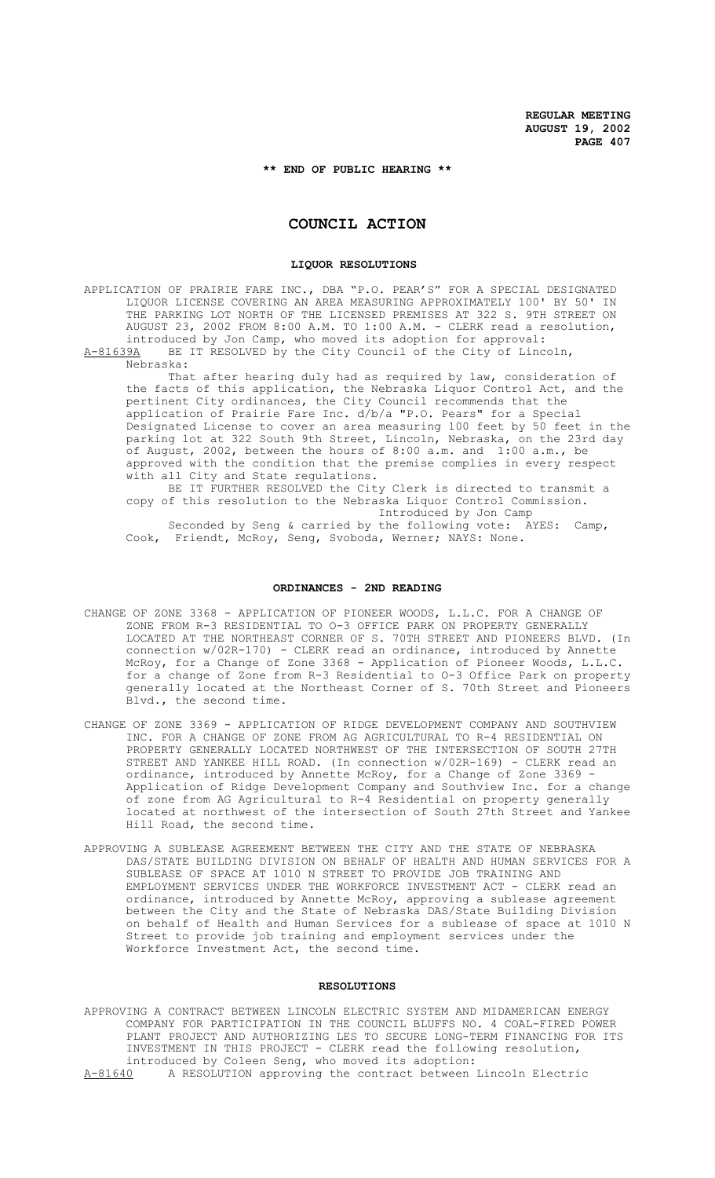**\*\* END OF PUBLIC HEARING \*\***

# COUNCIL ACTION

## LIQUOR RESOLUTIONS

APPLICATION OF PRAIRIE FARE INC., DBA "P.O. PEAR'S" FOR A SPECIAL DESIGNATED LIQUOR LICENSE COVERING AN AREA MEASURING APPROXIMATELY 100' BY 50' IN THE PARKING LOT NORTH OF THE LICENSED PREMISES AT 322 S. 9TH STREET ON AUGUST 23, 2002 FROM 8:00 A.M. TO 1:00 A.M. - CLERK read a resolution, introduced by Jon Camp, who moved its adoption for approval:

A-81639A BE IT RESOLVED by the City Council of the City of Lincoln, Nebraska:

That after hearing duly had as required by law, consideration of the facts of this application, the Nebraska Liquor Control Act, and the pertinent City ordinances, the City Council recommends that the application of Prairie Fare Inc. d/b/a "P.O. Pears" for a Special Designated License to cover an area measuring 100 feet by 50 feet in the parking lot at 322 South 9th Street, Lincoln, Nebraska, on the 23rd day of August, 2002, between the hours of 8:00 a.m. and 1:00 a.m., be approved with the condition that the premise complies in every respect with all City and State regulations.

BE IT FURTHER RESOLVED the City Clerk is directed to transmit a copy of this resolution to the Nebraska Liquor Control Commission.

Introduced by Jon Camp

Seconded by Seng & carried by the following vote: AYES: Camp, Cook, Friendt, McRoy, Seng, Svoboda, Werner; NAYS: None.

## ORDINANCES - 2ND READING

CHANGE OF ZONE 3368 - APPLICATION OF PIONEER WOODS, L.L.C. FOR A CHANGE OF ZONE FROM R-3 RESIDENTIAL TO O-3 OFFICE PARK ON PROPERTY GENERALLY LOCATED AT THE NORTHEAST CORNER OF S. 70TH STREET AND PIONEERS BLVD. (In connection w/02R-170) - CLERK read an ordinance, introduced by Annette McRoy, for a Change of Zone 3368 - Application of Pioneer Woods, L.L.C. for a change of Zone from R-3 Residential to O-3 Office Park on property generally located at the Northeast Corner of S. 70th Street and Pioneers Blvd., the second time.

CHANGE OF ZONE 3369 - APPLICATION OF RIDGE DEVELOPMENT COMPANY AND SOUTHVIEW INC. FOR A CHANGE OF ZONE FROM AG AGRICULTURAL TO R-4 RESIDENTIAL ON PROPERTY GENERALLY LOCATED NORTHWEST OF THE INTERSECTION OF SOUTH 27TH STREET AND YANKEE HILL ROAD. (In connection w/02R-169) - CLERK read an ordinance, introduced by Annette McRoy, for a Change of Zone 3369 - Application of Ridge Development Company and Southview Inc. for a change of zone from AG Agricultural to R-4 Residential on property generally located at northwest of the intersection of South 27th Street and Yankee Hill Road, the second time.

APPROVING A SUBLEASE AGREEMENT BETWEEN THE CITY AND THE STATE OF NEBRASKA DAS/STATE BUILDING DIVISION ON BEHALF OF HEALTH AND HUMAN SERVICES FOR A SUBLEASE OF SPACE AT 1010 N STREET TO PROVIDE JOB TRAINING AND EMPLOYMENT SERVICES UNDER THE WORKFORCE INVESTMENT ACT - CLERK read an ordinance, introduced by Annette McRoy, approving a sublease agreement between the City and the State of Nebraska DAS/State Building Division on behalf of Health and Human Services for a sublease of space at 1010 N Street to provide job training and employment services under the Workforce Investment Act, the second time.

## RESOLUTIONS

APPROVING A CONTRACT BETWEEN LINCOLN ELECTRIC SYSTEM AND MIDAMERICAN ENERGY COMPANY FOR PARTICIPATION IN THE COUNCIL BLUFFS NO. 4 COAL-FIRED POWER PLANT PROJECT AND AUTHORIZING LES TO SECURE LONG-TERM FINANCING FOR ITS INVESTMENT IN THIS PROJECT - CLERK read the following resolution, introduced by Coleen Seng, who moved its adoption:

A-81640 A RESOLUTION approving the contract between Lincoln Electric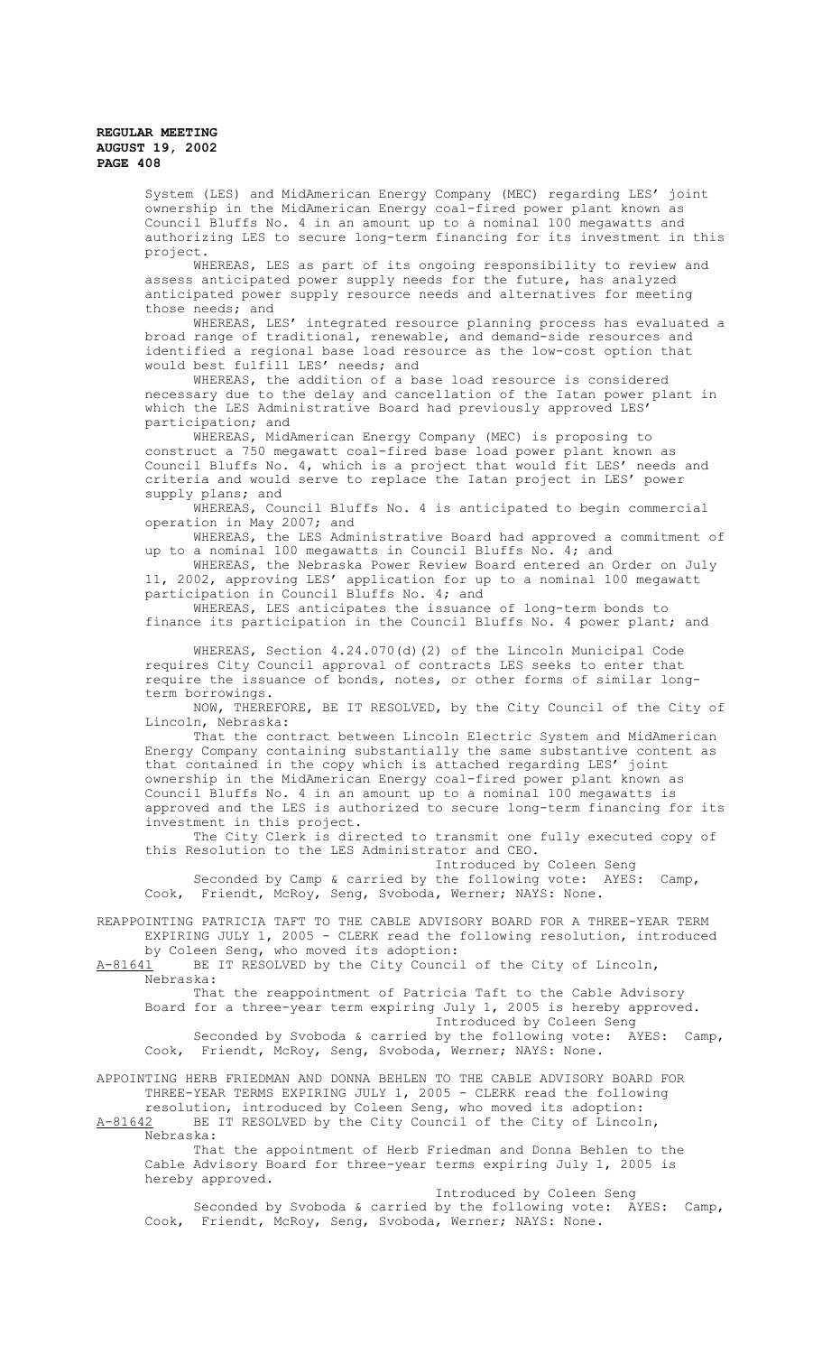System (LES) and MidAmerican Energy Company (MEC) regarding LES' joint ownership in the MidAmerican Energy coal-fired power plant known as Council Bluffs No. 4 in an amount up to a nominal 100 megawatts and authorizing LES to secure long-term financing for its investment in this project.

WHEREAS, LES as part of its ongoing responsibility to review and assess anticipated power supply needs for the future, has analyzed anticipated power supply resource needs and alternatives for meeting those needs; and

WHEREAS, LES' integrated resource planning process has evaluated a broad range of traditional, renewable, and demand-side resources and identified a regional base load resource as the low-cost option that would best fulfill LES' needs; and

WHEREAS, the addition of a base load resource is considered necessary due to the delay and cancellation of the Iatan power plant in which the LES Administrative Board had previously approved LES' participation; and

WHEREAS, MidAmerican Energy Company (MEC) is proposing to construct a 750 megawatt coal-fired base load power plant known as Council Bluffs No. 4, which is a project that would fit LES' needs and criteria and would serve to replace the Iatan project in LES' power supply plans; and

WHEREAS, Council Bluffs No. 4 is anticipated to begin commercial operation in May 2007; and

WHEREAS, the LES Administrative Board had approved a commitment of up to a nominal 100 megawatts in Council Bluffs No. 4; and

WHEREAS, the Nebraska Power Review Board entered an Order on July 11, 2002, approving LES' application for up to a nominal 100 megawatt participation in Council Bluffs No. 4; and

WHEREAS, LES anticipates the issuance of long-term bonds to finance its participation in the Council Bluffs No. 4 power plant; and

WHEREAS, Section 4.24.070(d)(2) of the Lincoln Municipal Code requires City Council approval of contracts LES seeks to enter that require the issuance of bonds, notes, or other forms of similar long-term borrowings.

NOW, THEREFORE, BE IT RESOLVED, by the City Council of the City of Lincoln, Nebraska:

That the contract between Lincoln Electric System and MidAmerican Energy Company containing substantially the same substantive content as that contained in the copy which is attached regarding LES' joint ownership in the MidAmerican Energy coal-fired power plant known as Council Bluffs No. 4 in an amount up to a nominal 100 megawatts is approved and the LES is authorized to secure long-term financing for its investment in this project.

The City Clerk is directed to transmit one fully executed copy of this Resolution to the LES Administrator and CEO.

Introduced by Coleen Seng

Seconded by Camp & carried by the following vote: AYES: Camp, Cook, Friendt, McRoy, Seng, Svoboda, Werner; NAYS: None.

REAPPOINTING PATRICIA TAFT TO THE CABLE ADVISORY BOARD FOR A THREE-YEAR TERM EXPIRING JULY 1, 2005 - CLERK read the following resolution, introduced by Coleen Seng, who moved its adoption:

A-81641 BE IT RESOLVED by the City Council of the City of Lincoln, Nebraska:

That the reappointment of Patricia Taft to the Cable Advisory Board for a three-year term expiring July 1, 2005 is hereby approved.

Introduced by Coleen Seng

Seconded by Svoboda & carried by the following vote: AYES: Camp, Cook, Friendt, McRoy, Seng, Svoboda, Werner; NAYS: None.

APPOINTING HERB FRIEDMAN AND DONNA BEHLEN TO THE CABLE ADVISORY BOARD FOR THREE-YEAR TERMS EXPIRING JULY 1, 2005 - CLERK read the following resolution, introduced by Coleen Seng, who moved its adoption:

A-81642 BE IT RESOLVED by the City Council of the City of Lincoln, Nebraska:

That the appointment of Herb Friedman and Donna Behlen to the Cable Advisory Board for three-year terms expiring July 1, 2005 is hereby approved.

Introduced by Coleen Seng

Seconded by Svoboda & carried by the following vote: AYES: Camp, Cook, Friendt, McRoy, Seng, Svoboda, Werner; NAYS: None.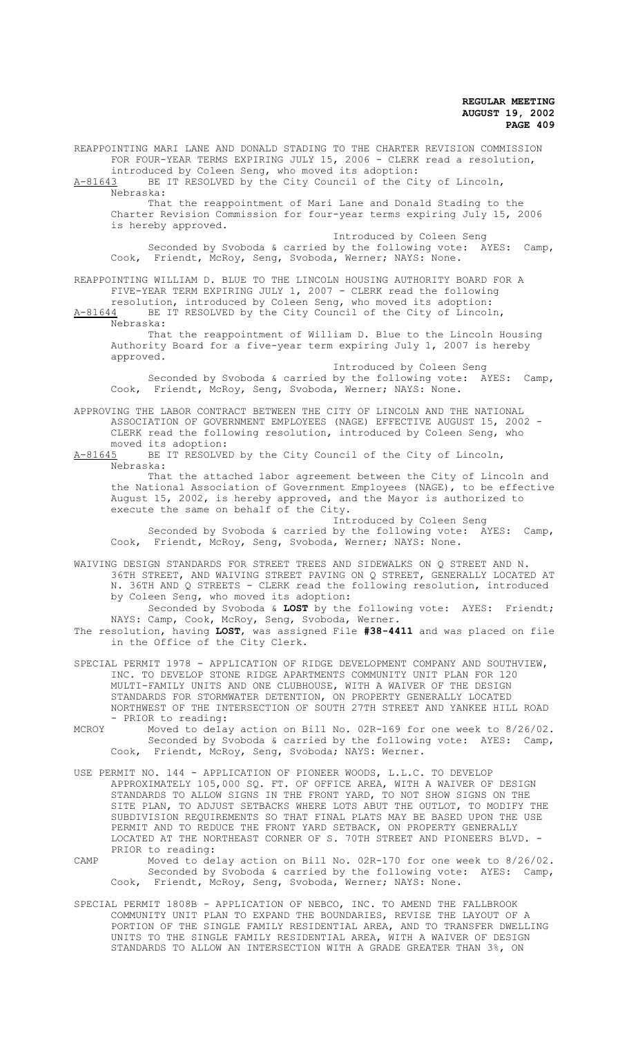REAPPOINTING MARI LANE AND DONALD STADING TO THE CHARTER REVISION COMMISSION FOR FOUR-YEAR TERMS EXPIRING JULY 15, 2006 - CLERK read a resolution, introduced by Coleen Seng, who moved its adoption:

A-81643 BE IT RESOLVED by the City Council of the City of Lincoln, Nebraska:

That the reappointment of Mari Lane and Donald Stading to the Charter Revision Commission for four-year terms expiring July 15, 2006 is hereby approved.

Introduced by Coleen Seng

Seconded by Svoboda & carried by the following vote: AYES: Camp, Cook, Friendt, McRoy, Seng, Svoboda, Werner; NAYS: None.

REAPPOINTING WILLIAM D. BLUE TO THE LINCOLN HOUSING AUTHORITY BOARD FOR A FIVE-YEAR TERM EXPIRING JULY 1, 2007 - CLERK read the following resolution, introduced by Coleen Seng, who moved its adoption:

A-81644 BE IT RESOLVED by the City Council of the City of Lincoln, Nebraska:

That the reappointment of William D. Blue to the Lincoln Housing Authority Board for a five-year term expiring July 1, 2007 is hereby approved.

Introduced by Coleen Seng

Seconded by Svoboda & carried by the following vote: AYES: Camp, Cook, Friendt, McRoy, Seng, Svoboda, Werner; NAYS: None.

APPROVING THE LABOR CONTRACT BETWEEN THE CITY OF LINCOLN AND THE NATIONAL ASSOCIATION OF GOVERNMENT EMPLOYEES (NAGE) EFFECTIVE AUGUST 15, 2002 - CLERK read the following resolution, introduced by Coleen Seng, who moved its adoption:

A-81645 BE IT RESOLVED by the City Council of the City of Lincoln, Nebraska:

That the attached labor agreement between the City of Lincoln and the National Association of Government Employees (NAGE), to be effective August 15, 2002, is hereby approved, and the Mayor is authorized to execute the same on behalf of the City.

Introduced by Coleen Seng

Seconded by Svoboda & carried by the following vote: AYES: Camp, Cook, Friendt, McRoy, Seng, Svoboda, Werner; NAYS: None.

WAIVING DESIGN STANDARDS FOR STREET TREES AND SIDEWALKS ON Q STREET AND N. 36TH STREET, AND WAIVING STREET PAVING ON Q STREET, GENERALLY LOCATED AT N. 36TH AND Q STREETS - CLERK read the following resolution, introduced by Coleen Seng, who moved its adoption:

Seconded by Svoboda & **LOST** by the following vote: AYES: Friendt; NAYS: Camp, Cook, McRoy, Seng, Svoboda, Werner.

The resolution, having **LOST**, was assigned File **#38-4411** and was placed on file in the Office of the City Clerk.

SPECIAL PERMIT 1978 - APPLICATION OF RIDGE DEVELOPMENT COMPANY AND SOUTHVIEW, INC. TO DEVELOP STONE RIDGE APARTMENTS COMMUNITY UNIT PLAN FOR 120 MULTI-FAMILY UNITS AND ONE CLUBHOUSE, WITH A WAIVER OF THE DESIGN STANDARDS FOR STORMWATER DETENTION, ON PROPERTY GENERALLY LOCATED NORTHWEST OF THE INTERSECTION OF SOUTH 27TH STREET AND YANKEE HILL ROAD - PRIOR to reading:

MCROY Moved to delay action on Bill No. 02R-169 for one week to 8/26/02.

Seconded by Svoboda & carried by the following vote: AYES: Camp, Cook, Friendt, McRoy, Seng, Svoboda; NAYS: Werner.

USE PERMIT NO. 144 - APPLICATION OF PIONEER WOODS, L.L.C. TO DEVELOP APPROXIMATELY 105,000 SQ. FT. OF OFFICE AREA, WITH A WAIVER OF DESIGN STANDARDS TO ALLOW SIGNS IN THE FRONT YARD, TO NOT SHOW SIGNS ON THE SITE PLAN, TO ADJUST SETBACKS WHERE LOTS ABUT THE OUTLOT, TO MODIFY THE SUBDIVISION REQUIREMENTS SO THAT FINAL PLATS MAY BE BASED UPON THE USE PERMIT AND TO REDUCE THE FRONT YARD SETBACK, ON PROPERTY GENERALLY LOCATED AT THE NORTHEAST CORNER OF S. 70TH STREET AND PIONEERS BLVD. - PRIOR to reading:

CAMP Moved to delay action on Bill No. 02R-170 for one week to 8/26/02.

Seconded by Svoboda & carried by the following vote: AYES: Camp, Cook, Friendt, McRoy, Seng, Svoboda, Werner; NAYS: None.

SPECIAL PERMIT 1808B - APPLICATION OF NEBCO, INC. TO AMEND THE FALLBROOK COMMUNITY UNIT PLAN TO EXPAND THE BOUNDARIES, REVISE THE LAYOUT OF A PORTION OF THE SINGLE FAMILY RESIDENTIAL AREA, AND TO TRANSFER DWELLING UNITS TO THE SINGLE FAMILY RESIDENTIAL AREA, WITH A WAIVER OF DESIGN STANDARDS TO ALLOW AN INTERSECTION WITH A GRADE GREATER THAN 3%, ON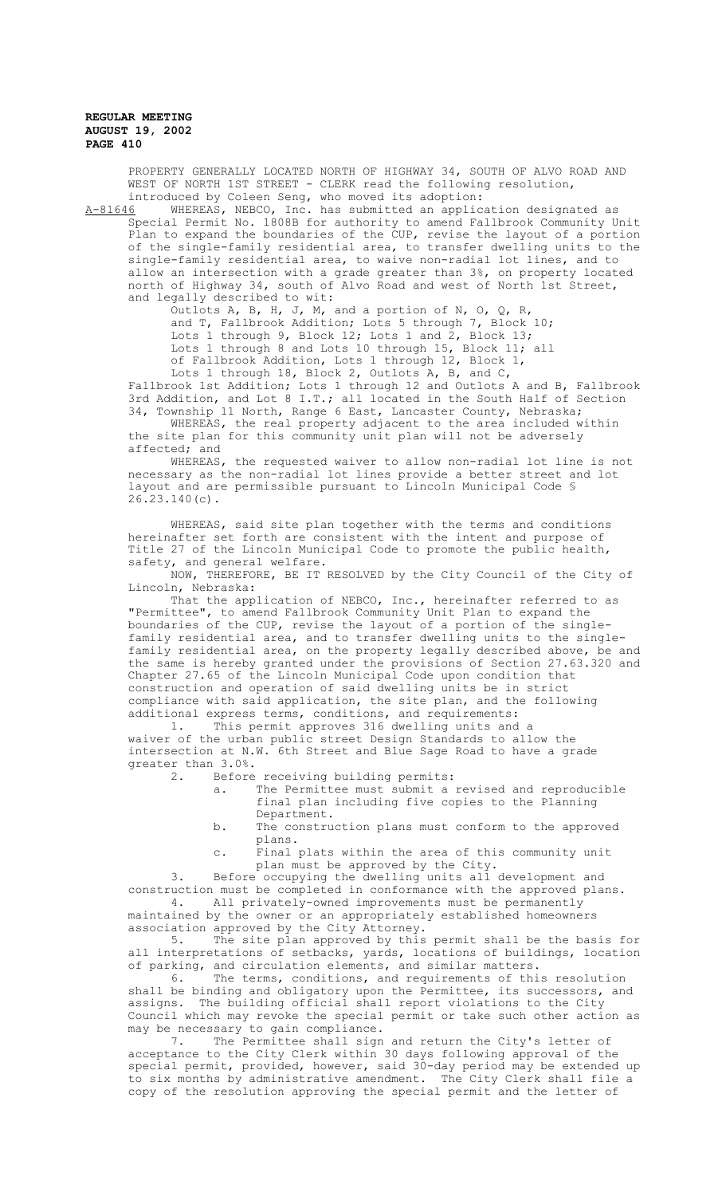PROPERTY GENERALLY LOCATED NORTH OF HIGHWAY 34, SOUTH OF ALVO ROAD AND WEST OF NORTH 1ST STREET - CLERK read the following resolution, introduced by Coleen Seng, who moved its adoption:

A-81646 WHEREAS, NEBCO, Inc. has submitted an application designated as Special Permit No. 1808B for authority to amend Fallbrook Community Unit Plan to expand the boundaries of the CUP, revise the layout of a portion of the single-family residential area, to transfer dwelling units to the single-family residential area, to waive non-radial lot lines, and to allow an intersection with a grade greater than 3%, on property located north of Highway 34, south of Alvo Road and west of North 1st Street, and legally described to wit:

Outlots A, B, H, J, M, and a portion of N, O, Q, R, and T, Fallbrook Addition; Lots 5 through 7, Block 10; Lots 1 through 9, Block 12; Lots 1 and 2, Block 13; Lots 1 through 8 and Lots 10 through 15, Block 11; all of Fallbrook Addition, Lots 1 through 12, Block 1, Lots 1 through 18, Block 2, Outlots A, B, and C, Fallbrook 1st Addition; Lots 1 through 12 and Outlots A and B, Fallbrook 3rd Addition, and Lot 8 I.T.; all located in the South Half of Section 34, Township 11 North, Range 6 East, Lancaster County, Nebraska;

WHEREAS, the real property adjacent to the area included within the site plan for this community unit plan will not be adversely affected; and

WHEREAS, the requested waiver to allow non-radial lot line is not necessary as the non-radial lot lines provide a better street and lot layout and are permissible pursuant to Lincoln Municipal Code § 26.23.140(c).

WHEREAS, said site plan together with the terms and conditions hereinafter set forth are consistent with the intent and purpose of Title 27 of the Lincoln Municipal Code to promote the public health, safety, and general welfare.

NOW, THEREFORE, BE IT RESOLVED by the City Council of the City of Lincoln, Nebraska:

That the application of NEBCO, Inc., hereinafter referred to as "Permittee", to amend Fallbrook Community Unit Plan to expand the boundaries of the CUP, revise the layout of a portion of the single-family residential area, and to transfer dwelling units to the single-family residential area, on the property legally described above, be and the same is hereby granted under the provisions of Section 27.63.320 and Chapter 27.65 of the Lincoln Municipal Code upon condition that construction and operation of said dwelling units be in strict compliance with said application, the site plan, and the following additional express terms, conditions, and requirements:

1. This permit approves 316 dwelling units and a waiver of the urban public street Design Standards to allow the intersection at N.W. 6th Street and Blue Sage Road to have a grade greater than 3.0%.

2. Before receiving building permits:

   a. The Permittee must submit a revised and reproducible final plan including five copies to the Planning Department.

   b. The construction plans must conform to the approved plans.

   c. Final plats within the area of this community unit plan must be approved by the City.

3. Before occupying the dwelling units all development and construction must be completed in conformance with the approved plans.

4. All privately-owned improvements must be permanently maintained by the owner or an appropriately established homeowners association approved by the City Attorney.

5. The site plan approved by this permit shall be the basis for all interpretations of setbacks, yards, locations of buildings, location of parking, and circulation elements, and similar matters.

6. The terms, conditions, and requirements of this resolution shall be binding and obligatory upon the Permittee, its successors, and assigns. The building official shall report violations to the City Council which may revoke the special permit or take such other action as may be necessary to gain compliance.

7. The Permittee shall sign and return the City's letter of acceptance to the City Clerk within 30 days following approval of the special permit, provided, however, said 30-day period may be extended up to six months by administrative amendment. The City Clerk shall file a copy of the resolution approving the special permit and the letter of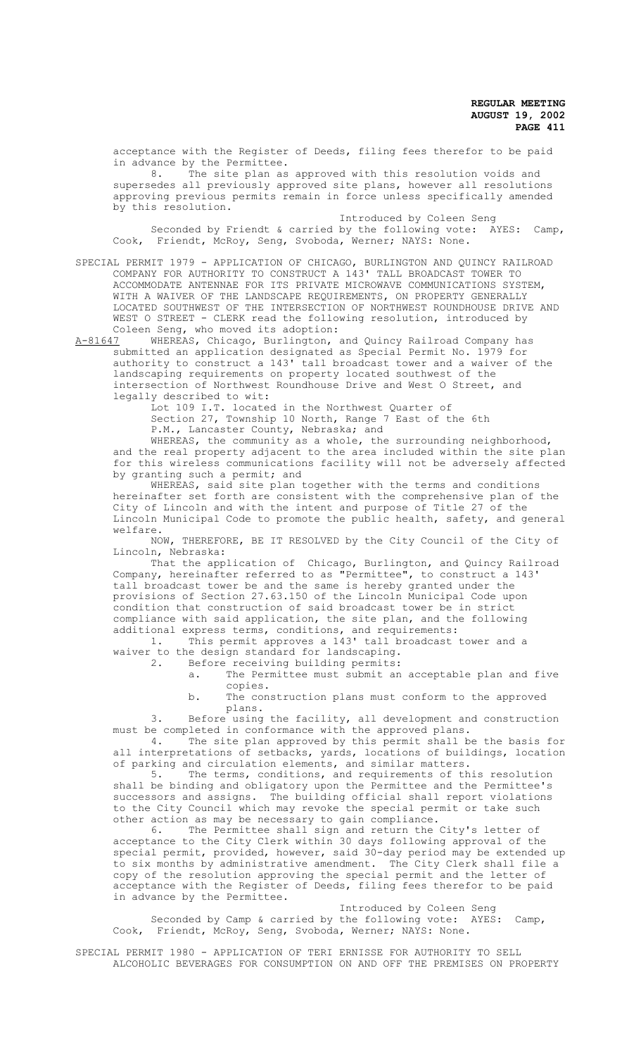acceptance with the Register of Deeds, filing fees therefor to be paid in advance by the Permittee.

8. The site plan as approved with this resolution voids and supersedes all previously approved site plans, however all resolutions approving previous permits remain in force unless specifically amended by this resolution.

Introduced by Coleen Seng

Seconded by Friendt & carried by the following vote: AYES: Camp, Cook, Friendt, McRoy, Seng, Svoboda, Werner; NAYS: None.

SPECIAL PERMIT 1979 - APPLICATION OF CHICAGO, BURLINGTON AND QUINCY RAILROAD COMPANY FOR AUTHORITY TO CONSTRUCT A 143' TALL BROADCAST TOWER TO ACCOMMODATE ANTENNAE FOR ITS PRIVATE MICROWAVE COMMUNICATIONS SYSTEM, WITH A WAIVER OF THE LANDSCAPE REQUIREMENTS, ON PROPERTY GENERALLY LOCATED SOUTHWEST OF THE INTERSECTION OF NORTHWEST ROUNDHOUSE DRIVE AND WEST O STREET - CLERK read the following resolution, introduced by Coleen Seng, who moved its adoption:

A-81647 WHEREAS, Chicago, Burlington, and Quincy Railroad Company has submitted an application designated as Special Permit No. 1979 for authority to construct a 143' tall broadcast tower and a waiver of the landscaping requirements on property located southwest of the intersection of Northwest Roundhouse Drive and West O Street, and legally described to wit:

Lot 109 I.T. located in the Northwest Quarter of Section 27, Township 10 North, Range 7 East of the 6th P.M., Lancaster County, Nebraska; and

WHEREAS, the community as a whole, the surrounding neighborhood, and the real property adjacent to the area included within the site plan for this wireless communications facility will not be adversely affected by granting such a permit; and

WHEREAS, said site plan together with the terms and conditions hereinafter set forth are consistent with the comprehensive plan of the City of Lincoln and with the intent and purpose of Title 27 of the Lincoln Municipal Code to promote the public health, safety, and general welfare.

NOW, THEREFORE, BE IT RESOLVED by the City Council of the City of Lincoln, Nebraska:

That the application of Chicago, Burlington, and Quincy Railroad Company, hereinafter referred to as "Permittee", to construct a 143' tall broadcast tower be and the same is hereby granted under the provisions of Section 27.63.150 of the Lincoln Municipal Code upon condition that construction of said broadcast tower be in strict compliance with said application, the site plan, and the following additional express terms, conditions, and requirements:

1. This permit approves a 143' tall broadcast tower and a waiver to the design standard for landscaping.
2. Before receiving building permits:
   a. The Permittee must submit an acceptable plan and five copies.
   b. The construction plans must conform to the approved plans.
3. Before using the facility, all development and construction must be completed in conformance with the approved plans.
4. The site plan approved by this permit shall be the basis for all interpretations of setbacks, yards, locations of buildings, location of parking and circulation elements, and similar matters.
5. The terms, conditions, and requirements of this resolution shall be binding and obligatory upon the Permittee and the Permittee's successors and assigns. The building official shall report violations to the City Council which may revoke the special permit or take such other action as may be necessary to gain compliance.
6. The Permittee shall sign and return the City's letter of acceptance to the City Clerk within 30 days following approval of the special permit, provided, however, said 30-day period may be extended up to six months by administrative amendment. The City Clerk shall file a copy of the resolution approving the special permit and the letter of acceptance with the Register of Deeds, filing fees therefor to be paid in advance by the Permittee.

Introduced by Coleen Seng

Seconded by Camp & carried by the following vote: AYES: Camp, Cook, Friendt, McRoy, Seng, Svoboda, Werner; NAYS: None.

SPECIAL PERMIT 1980 - APPLICATION OF TERI ERNISSE FOR AUTHORITY TO SELL ALCOHOLIC BEVERAGES FOR CONSUMPTION ON AND OFF THE PREMISES ON PROPERTY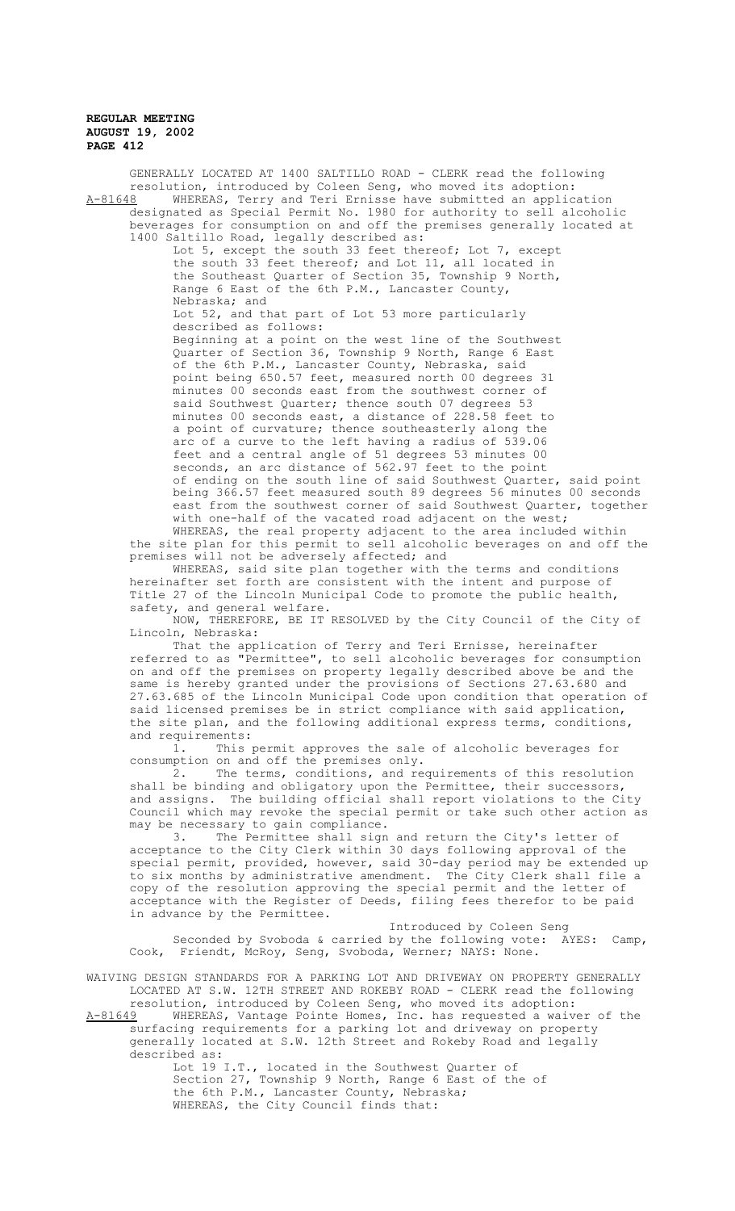GENERALLY LOCATED AT 1400 SALTILLO ROAD - CLERK read the following resolution, introduced by Coleen Seng, who moved its adoption:

A-81648 WHEREAS, Terry and Teri Ernisse have submitted an application designated as Special Permit No. 1980 for authority to sell alcoholic beverages for consumption on and off the premises generally located at 1400 Saltillo Road, legally described as:

Lot 5, except the south 33 feet thereof; Lot 7, except the south 33 feet thereof; and Lot 11, all located in the Southeast Quarter of Section 35, Township 9 North, Range 6 East of the 6th P.M., Lancaster County, Nebraska; and

Lot 52, and that part of Lot 53 more particularly described as follows:

Beginning at a point on the west line of the Southwest Quarter of Section 36, Township 9 North, Range 6 East of the 6th P.M., Lancaster County, Nebraska, said point being 650.57 feet, measured north 00 degrees 31 minutes 00 seconds east from the southwest corner of said Southwest Quarter; thence south 07 degrees 53 minutes 00 seconds east, a distance of 228.58 feet to a point of curvature; thence southeasterly along the arc of a curve to the left having a radius of 539.06 feet and a central angle of 51 degrees 53 minutes 00 seconds, an arc distance of 562.97 feet to the point of ending on the south line of said Southwest Quarter, said point being 366.57 feet measured south 89 degrees 56 minutes 00 seconds east from the southwest corner of said Southwest Quarter, together with one-half of the vacated road adjacent on the west;

WHEREAS, the real property adjacent to the area included within the site plan for this permit to sell alcoholic beverages on and off the premises will not be adversely affected; and

WHEREAS, said site plan together with the terms and conditions hereinafter set forth are consistent with the intent and purpose of Title 27 of the Lincoln Municipal Code to promote the public health, safety, and general welfare.

NOW, THEREFORE, BE IT RESOLVED by the City Council of the City of Lincoln, Nebraska:

That the application of Terry and Teri Ernisse, hereinafter referred to as "Permittee", to sell alcoholic beverages for consumption on and off the premises on property legally described above be and the same is hereby granted under the provisions of Sections 27.63.680 and 27.63.685 of the Lincoln Municipal Code upon condition that operation of said licensed premises be in strict compliance with said application, the site plan, and the following additional express terms, conditions, and requirements:

1. This permit approves the sale of alcoholic beverages for consumption on and off the premises only.

2. The terms, conditions, and requirements of this resolution shall be binding and obligatory upon the Permittee, their successors, and assigns. The building official shall report violations to the City Council which may revoke the special permit or take such other action as may be necessary to gain compliance.

3. The Permittee shall sign and return the City's letter of acceptance to the City Clerk within 30 days following approval of the special permit, provided, however, said 30-day period may be extended up to six months by administrative amendment. The City Clerk shall file a copy of the resolution approving the special permit and the letter of acceptance with the Register of Deeds, filing fees therefor to be paid in advance by the Permittee.

Introduced by Coleen Seng

Seconded by Svoboda & carried by the following vote: AYES: Camp, Cook, Friendt, McRoy, Seng, Svoboda, Werner; NAYS: None.

WAIVING DESIGN STANDARDS FOR A PARKING LOT AND DRIVEWAY ON PROPERTY GENERALLY LOCATED AT S.W. 12TH STREET AND ROKEBY ROAD - CLERK read the following resolution, introduced by Coleen Seng, who moved its adoption:

A-81649 WHEREAS, Vantage Pointe Homes, Inc. has requested a waiver of the surfacing requirements for a parking lot and driveway on property generally located at S.W. 12th Street and Rokeby Road and legally described as:

Lot 19 I.T., located in the Southwest Quarter of Section 27, Township 9 North, Range 6 East of the of the 6th P.M., Lancaster County, Nebraska;

WHEREAS, the City Council finds that: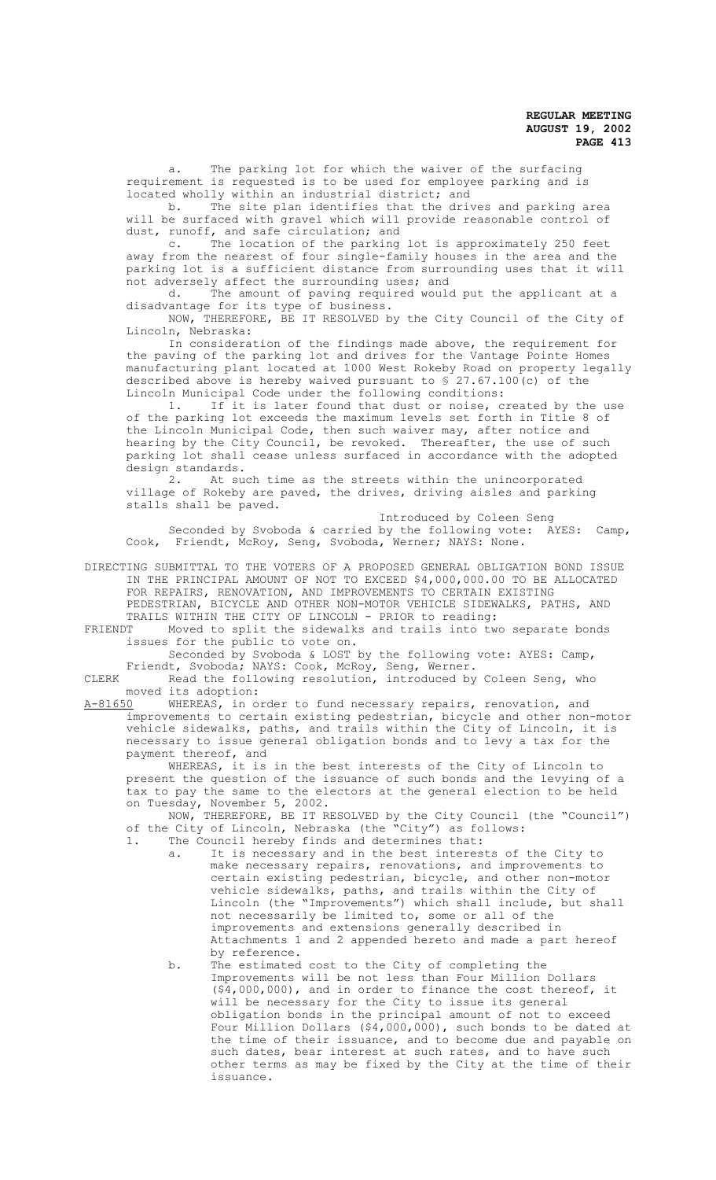a. The parking lot for which the waiver of the surfacing requirement is requested is to be used for employee parking and is located wholly within an industrial district; and

b. The site plan identifies that the drives and parking area will be surfaced with gravel which will provide reasonable control of dust, runoff, and safe circulation; and

c. The location of the parking lot is approximately 250 feet away from the nearest of four single-family houses in the area and the parking lot is a sufficient distance from surrounding uses that it will not adversely affect the surrounding uses; and

d. The amount of paving required would put the applicant at a disadvantage for its type of business.

NOW, THEREFORE, BE IT RESOLVED by the City Council of the City of Lincoln, Nebraska:

In consideration of the findings made above, the requirement for the paving of the parking lot and drives for the Vantage Pointe Homes manufacturing plant located at 1000 West Rokeby Road on property legally described above is hereby waived pursuant to § 27.67.100(c) of the Lincoln Municipal Code under the following conditions:

1. If it is later found that dust or noise, created by the use of the parking lot exceeds the maximum levels set forth in Title 8 of the Lincoln Municipal Code, then such waiver may, after notice and hearing by the City Council, be revoked. Thereafter, the use of such parking lot shall cease unless surfaced in accordance with the adopted design standards.

2. At such time as the streets within the unincorporated village of Rokeby are paved, the drives, driving aisles and parking stalls shall be paved.

Introduced by Coleen Seng

Seconded by Svoboda & carried by the following vote: AYES: Camp, Cook, Friendt, McRoy, Seng, Svoboda, Werner; NAYS: None.

DIRECTING SUBMITTAL TO THE VOTERS OF A PROPOSED GENERAL OBLIGATION BOND ISSUE IN THE PRINCIPAL AMOUNT OF NOT TO EXCEED $4,000,000.00 TO BE ALLOCATED FOR REPAIRS, RENOVATION, AND IMPROVEMENTS TO CERTAIN EXISTING PEDESTRIAN, BICYCLE AND OTHER NON-MOTOR VEHICLE SIDEWALKS, PATHS, AND TRAILS WITHIN THE CITY OF LINCOLN - PRIOR to reading:

FRIENDT Moved to split the sidewalks and trails into two separate bonds issues for the public to vote on.

Seconded by Svoboda & LOST by the following vote: AYES: Camp, Friendt, Svoboda; NAYS: Cook, McRoy, Seng, Werner.

CLERK Read the following resolution, introduced by Coleen Seng, who moved its adoption:

A-81650 WHEREAS, in order to fund necessary repairs, renovation, and improvements to certain existing pedestrian, bicycle and other non-motor vehicle sidewalks, paths, and trails within the City of Lincoln, it is necessary to issue general obligation bonds and to levy a tax for the payment thereof, and

WHEREAS, it is in the best interests of the City of Lincoln to present the question of the issuance of such bonds and the levying of a tax to pay the same to the electors at the general election to be held on Tuesday, November 5, 2002.

NOW, THEREFORE, BE IT RESOLVED by the City Council (the "Council") of the City of Lincoln, Nebraska (the "City") as follows:

1. The Council hereby finds and determines that:

   a. It is necessary and in the best interests of the City to make necessary repairs, renovations, and improvements to certain existing pedestrian, bicycle, and other non-motor vehicle sidewalks, paths, and trails within the City of Lincoln (the "Improvements") which shall include, but shall not necessarily be limited to, some or all of the improvements and extensions generally described in Attachments 1 and 2 appended hereto and made a part hereof by reference.

   b. The estimated cost to the City of completing the Improvements will be not less than Four Million Dollars ($4,000,000), and in order to finance the cost thereof, it will be necessary for the City to issue its general obligation bonds in the principal amount of not to exceed Four Million Dollars ($4,000,000), such bonds to be dated at the time of their issuance, and to become due and payable on such dates, bear interest at such rates, and to have such other terms as may be fixed by the City at the time of their issuance.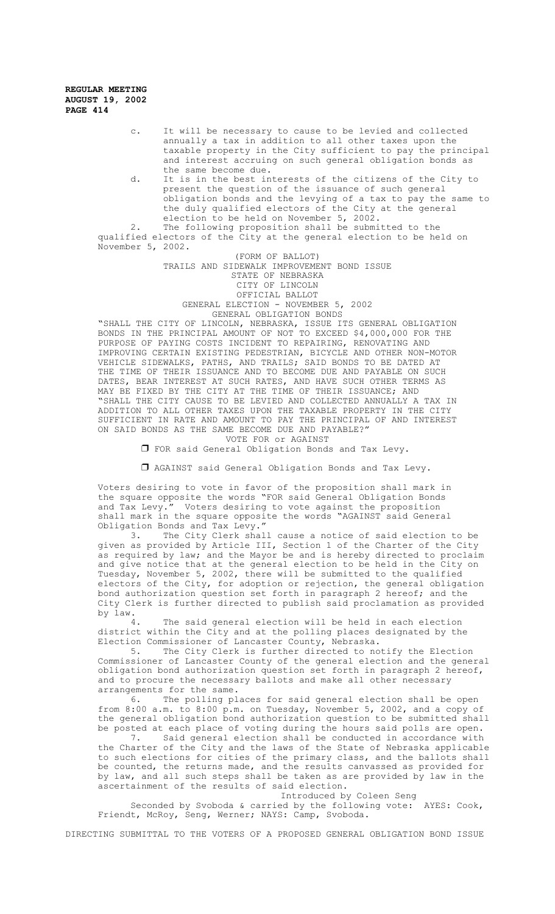c. It will be necessary to cause to be levied and collected annually a tax in addition to all other taxes upon the taxable property in the City sufficient to pay the principal and interest accruing on such general obligation bonds as the same become due.

d. It is in the best interests of the citizens of the City to present the question of the issuance of such general obligation bonds and the levying of a tax to pay the same to the duly qualified electors of the City at the general election to be held on November 5, 2002.

2. The following proposition shall be submitted to the qualified electors of the City at the general election to be held on November 5, 2002.

(FORM OF BALLOT)
TRAILS AND SIDEWALK IMPROVEMENT BOND ISSUE
STATE OF NEBRASKA
CITY OF LINCOLN
OFFICIAL BALLOT
GENERAL ELECTION - NOVEMBER 5, 2002
GENERAL OBLIGATION BONDS

"SHALL THE CITY OF LINCOLN, NEBRASKA, ISSUE ITS GENERAL OBLIGATION BONDS IN THE PRINCIPAL AMOUNT OF NOT TO EXCEED $4,000,000 FOR THE PURPOSE OF PAYING COSTS INCIDENT TO REPAIRING, RENOVATING AND IMPROVING CERTAIN EXISTING PEDESTRIAN, BICYCLE AND OTHER NON-MOTOR VEHICLE SIDEWALKS, PATHS, AND TRAILS; SAID BONDS TO BE DATED AT THE TIME OF THEIR ISSUANCE AND TO BECOME DUE AND PAYABLE ON SUCH DATES, BEAR INTEREST AT SUCH RATES, AND HAVE SUCH OTHER TERMS AS MAY BE FIXED BY THE CITY AT THE TIME OF THEIR ISSUANCE; AND "SHALL THE CITY CAUSE TO BE LEVIED AND COLLECTED ANNUALLY A TAX IN ADDITION TO ALL OTHER TAXES UPON THE TAXABLE PROPERTY IN THE CITY SUFFICIENT IN RATE AND AMOUNT TO PAY THE PRINCIPAL OF AND INTEREST ON SAID BONDS AS THE SAME BECOME DUE AND PAYABLE?"

VOTE FOR or AGAINST

☐ FOR said General Obligation Bonds and Tax Levy.

☐ AGAINST said General Obligation Bonds and Tax Levy.

Voters desiring to vote in favor of the proposition shall mark in the square opposite the words "FOR said General Obligation Bonds and Tax Levy." Voters desiring to vote against the proposition shall mark in the square opposite the words "AGAINST said General Obligation Bonds and Tax Levy."

3. The City Clerk shall cause a notice of said election to be given as provided by Article III, Section 1 of the Charter of the City as required by law; and the Mayor be and is hereby directed to proclaim and give notice that at the general election to be held in the City on Tuesday, November 5, 2002, there will be submitted to the qualified electors of the City, for adoption or rejection, the general obligation bond authorization question set forth in paragraph 2 hereof; and the City Clerk is further directed to publish said proclamation as provided by law.

4. The said general election will be held in each election district within the City and at the polling places designated by the Election Commissioner of Lancaster County, Nebraska.

5. The City Clerk is further directed to notify the Election Commissioner of Lancaster County of the general election and the general obligation bond authorization question set forth in paragraph 2 hereof, and to procure the necessary ballots and make all other necessary arrangements for the same.

6. The polling places for said general election shall be open from 8:00 a.m. to 8:00 p.m. on Tuesday, November 5, 2002, and a copy of the general obligation bond authorization question to be submitted shall be posted at each place of voting during the hours said polls are open.

7. Said general election shall be conducted in accordance with the Charter of the City and the laws of the State of Nebraska applicable to such elections for cities of the primary class, and the ballots shall be counted, the returns made, and the results canvassed as provided for by law, and all such steps shall be taken as are provided by law in the ascertainment of the results of said election.

Introduced by Coleen Seng

Seconded by Svoboda & carried by the following vote: AYES: Cook, Friendt, McRoy, Seng, Werner; NAYS: Camp, Svoboda.

DIRECTING SUBMITTAL TO THE VOTERS OF A PROPOSED GENERAL OBLIGATION BOND ISSUE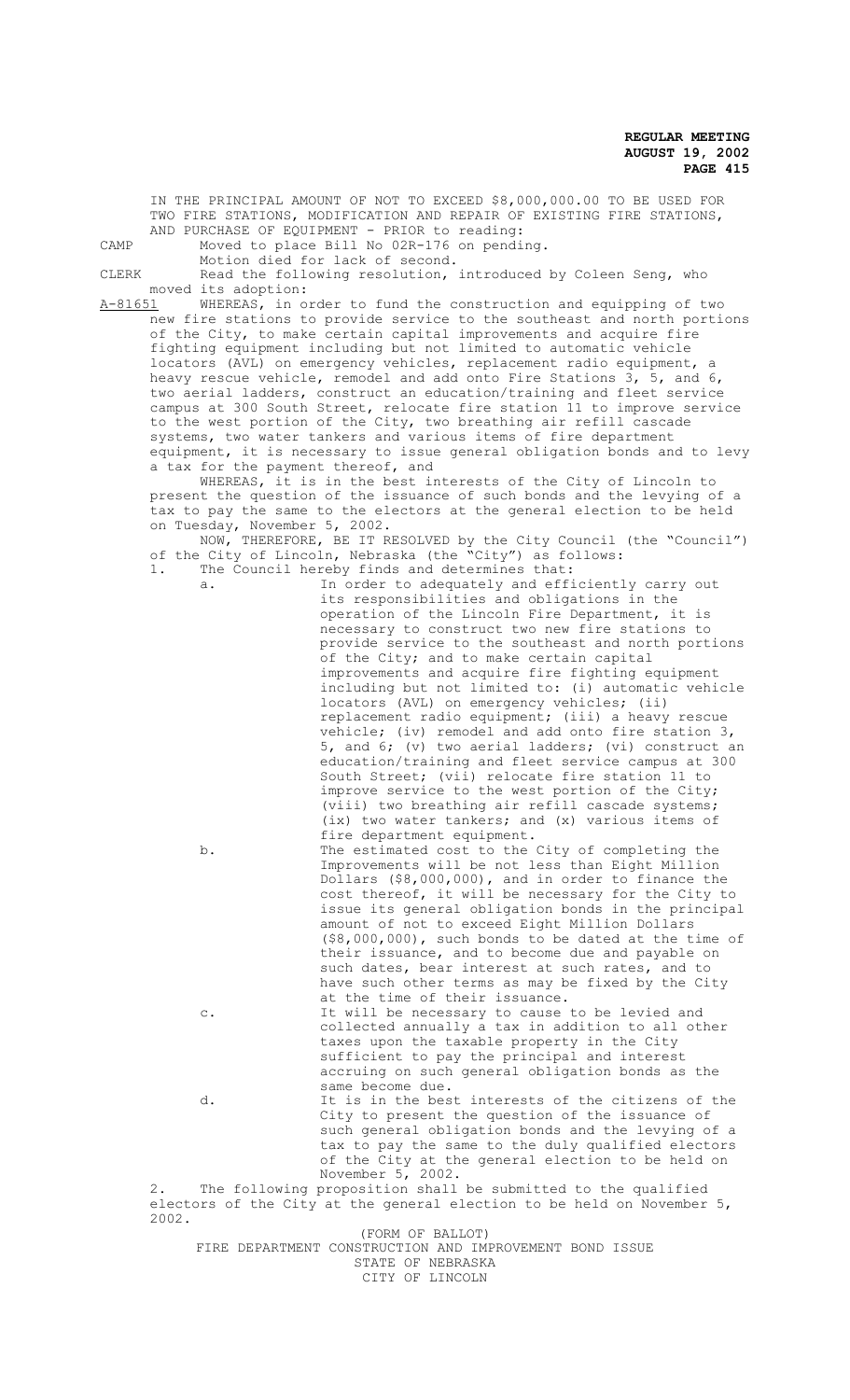IN THE PRINCIPAL AMOUNT OF NOT TO EXCEED $8,000,000.00 TO BE USED FOR TWO FIRE STATIONS, MODIFICATION AND REPAIR OF EXISTING FIRE STATIONS, AND PURCHASE OF EQUIPMENT - PRIOR to reading:

CAMP Moved to place Bill No 02R-176 on pending.

Motion died for lack of second.

CLERK Read the following resolution, introduced by Coleen Seng, who moved its adoption:

A-81651 WHEREAS, in order to fund the construction and equipping of two new fire stations to provide service to the southeast and north portions of the City, to make certain capital improvements and acquire fire fighting equipment including but not limited to automatic vehicle locators (AVL) on emergency vehicles, replacement radio equipment, a heavy rescue vehicle, remodel and add onto Fire Stations 3, 5, and 6, two aerial ladders, construct an education/training and fleet service campus at 300 South Street, relocate fire station 11 to improve service to the west portion of the City, two breathing air refill cascade systems, two water tankers and various items of fire department equipment, it is necessary to issue general obligation bonds and to levy a tax for the payment thereof, and

WHEREAS, it is in the best interests of the City of Lincoln to present the question of the issuance of such bonds and the levying of a tax to pay the same to the electors at the general election to be held on Tuesday, November 5, 2002.

NOW, THEREFORE, BE IT RESOLVED by the City Council (the "Council") of the City of Lincoln, Nebraska (the "City") as follows:

1. The Council hereby finds and determines that:

   a. In order to adequately and efficiently carry out its responsibilities and obligations in the operation of the Lincoln Fire Department, it is necessary to construct two new fire stations to provide service to the southeast and north portions of the City; and to make certain capital improvements and acquire fire fighting equipment including but not limited to: (i) automatic vehicle locators (AVL) on emergency vehicles; (ii) replacement radio equipment; (iii) a heavy rescue vehicle; (iv) remodel and add onto fire station 3, 5, and 6; (v) two aerial ladders; (vi) construct an education/training and fleet service campus at 300 South Street; (vii) relocate fire station 11 to improve service to the west portion of the City; (viii) two breathing air refill cascade systems; (ix) two water tankers; and (x) various items of fire department equipment.

   b. The estimated cost to the City of completing the Improvements will be not less than Eight Million Dollars ($8,000,000), and in order to finance the cost thereof, it will be necessary for the City to issue its general obligation bonds in the principal amount of not to exceed Eight Million Dollars ($8,000,000), such bonds to be dated at the time of their issuance, and to become due and payable on such dates, bear interest at such rates, and to have such other terms as may be fixed by the City at the time of their issuance.

   c. It will be necessary to cause to be levied and collected annually a tax in addition to all other taxes upon the taxable property in the City sufficient to pay the principal and interest accruing on such general obligation bonds as the same become due.

   d. It is in the best interests of the citizens of the City to present the question of the issuance of such general obligation bonds and the levying of a tax to pay the same to the duly qualified electors of the City at the general election to be held on November 5, 2002.

2. The following proposition shall be submitted to the qualified electors of the City at the general election to be held on November 5, 2002.

(FORM OF BALLOT)

FIRE DEPARTMENT CONSTRUCTION AND IMPROVEMENT BOND ISSUE

STATE OF NEBRASKA

CITY OF LINCOLN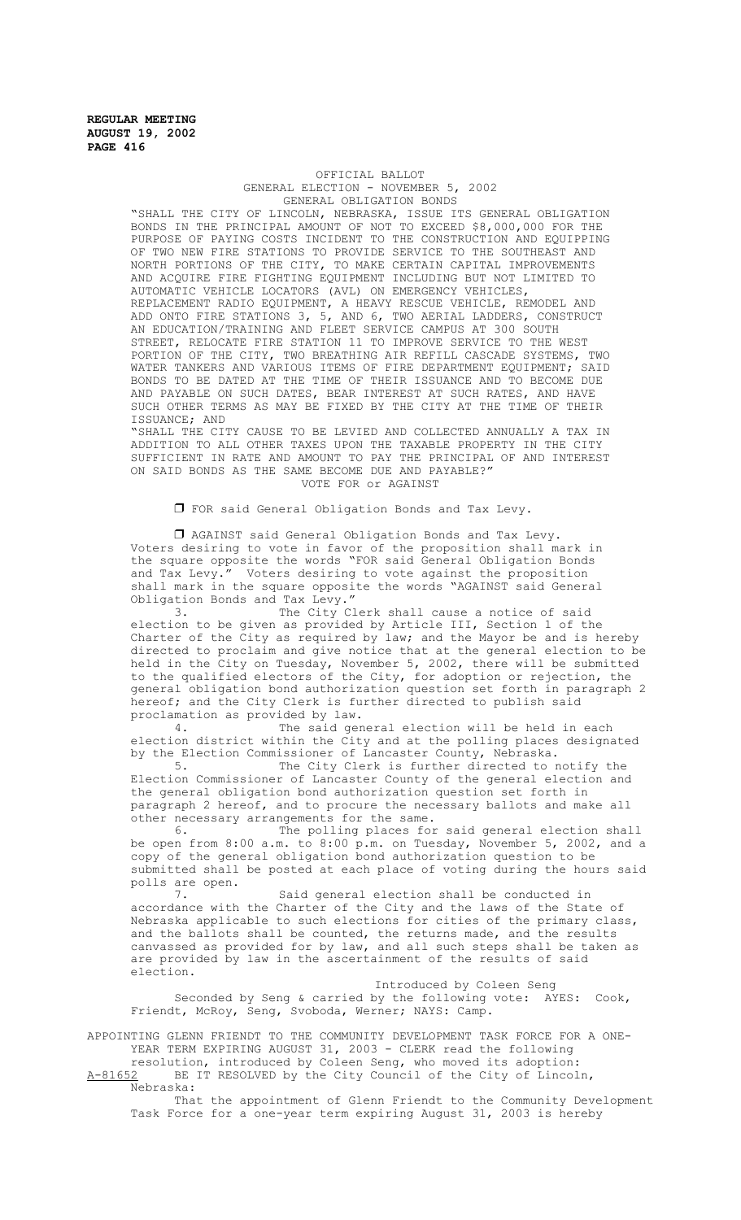OFFICIAL BALLOT
GENERAL ELECTION - NOVEMBER 5, 2002
GENERAL OBLIGATION BONDS

"SHALL THE CITY OF LINCOLN, NEBRASKA, ISSUE ITS GENERAL OBLIGATION BONDS IN THE PRINCIPAL AMOUNT OF NOT TO EXCEED $8,000,000 FOR THE PURPOSE OF PAYING COSTS INCIDENT TO THE CONSTRUCTION AND EQUIPPING OF TWO NEW FIRE STATIONS TO PROVIDE SERVICE TO THE SOUTHEAST AND NORTH PORTIONS OF THE CITY, TO MAKE CERTAIN CAPITAL IMPROVEMENTS AND ACQUIRE FIRE FIGHTING EQUIPMENT INCLUDING BUT NOT LIMITED TO AUTOMATIC VEHICLE LOCATORS (AVL) ON EMERGENCY VEHICLES, REPLACEMENT RADIO EQUIPMENT, A HEAVY RESCUE VEHICLE, REMODEL AND ADD ONTO FIRE STATIONS 3, 5, AND 6, TWO AERIAL LADDERS, CONSTRUCT AN EDUCATION/TRAINING AND FLEET SERVICE CAMPUS AT 300 SOUTH STREET, RELOCATE FIRE STATION 11 TO IMPROVE SERVICE TO THE WEST PORTION OF THE CITY, TWO BREATHING AIR REFILL CASCADE SYSTEMS, TWO WATER TANKERS AND VARIOUS ITEMS OF FIRE DEPARTMENT EQUIPMENT; SAID BONDS TO BE DATED AT THE TIME OF THEIR ISSUANCE AND TO BECOME DUE AND PAYABLE ON SUCH DATES, BEAR INTEREST AT SUCH RATES, AND HAVE SUCH OTHER TERMS AS MAY BE FIXED BY THE CITY AT THE TIME OF THEIR ISSUANCE; AND

"SHALL THE CITY CAUSE TO BE LEVIED AND COLLECTED ANNUALLY A TAX IN ADDITION TO ALL OTHER TAXES UPON THE TAXABLE PROPERTY IN THE CITY SUFFICIENT IN RATE AND AMOUNT TO PAY THE PRINCIPAL OF AND INTEREST ON SAID BONDS AS THE SAME BECOME DUE AND PAYABLE?"

VOTE FOR or AGAINST

❒ FOR said General Obligation Bonds and Tax Levy.

❒ AGAINST said General Obligation Bonds and Tax Levy.

Voters desiring to vote in favor of the proposition shall mark in the square opposite the words "FOR said General Obligation Bonds and Tax Levy." Voters desiring to vote against the proposition shall mark in the square opposite the words "AGAINST said General Obligation Bonds and Tax Levy."

3. The City Clerk shall cause a notice of said election to be given as provided by Article III, Section 1 of the Charter of the City as required by law; and the Mayor be and is hereby directed to proclaim and give notice that at the general election to be held in the City on Tuesday, November 5, 2002, there will be submitted to the qualified electors of the City, for adoption or rejection, the general obligation bond authorization question set forth in paragraph 2 hereof; and the City Clerk is further directed to publish said proclamation as provided by law.

4. The said general election will be held in each election district within the City and at the polling places designated by the Election Commissioner of Lancaster County, Nebraska.

5. The City Clerk is further directed to notify the Election Commissioner of Lancaster County of the general election and the general obligation bond authorization question set forth in paragraph 2 hereof, and to procure the necessary ballots and make all other necessary arrangements for the same.

6. The polling places for said general election shall be open from 8:00 a.m. to 8:00 p.m. on Tuesday, November 5, 2002, and a copy of the general obligation bond authorization question to be submitted shall be posted at each place of voting during the hours said polls are open.

7. Said general election shall be conducted in accordance with the Charter of the City and the laws of the State of Nebraska applicable to such elections for cities of the primary class, and the ballots shall be counted, the returns made, and the results canvassed as provided for by law, and all such steps shall be taken as are provided by law in the ascertainment of the results of said election.

Introduced by Coleen Seng

Seconded by Seng & carried by the following vote: AYES: Cook, Friendt, McRoy, Seng, Svoboda, Werner; NAYS: Camp.

APPOINTING GLENN FRIENDT TO THE COMMUNITY DEVELOPMENT TASK FORCE FOR A ONE-YEAR TERM EXPIRING AUGUST 31, 2003 - CLERK read the following resolution, introduced by Coleen Seng, who moved its adoption:

A-81652 BE IT RESOLVED by the City Council of the City of Lincoln, Nebraska:

That the appointment of Glenn Friendt to the Community Development Task Force for a one-year term expiring August 31, 2003 is hereby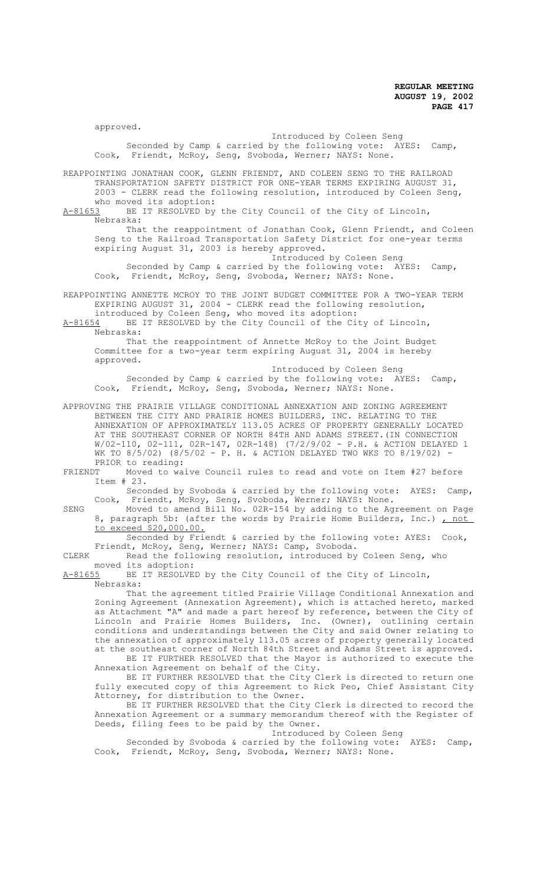approved.

Introduced by Coleen Seng

Seconded by Camp & carried by the following vote: AYES: Camp, Cook, Friendt, McRoy, Seng, Svoboda, Werner; NAYS: None.

REAPPOINTING JONATHAN COOK, GLENN FRIENDT, AND COLEEN SENG TO THE RAILROAD TRANSPORTATION SAFETY DISTRICT FOR ONE-YEAR TERMS EXPIRING AUGUST 31, 2003 - CLERK read the following resolution, introduced by Coleen Seng, who moved its adoption:

A-81653 BE IT RESOLVED by the City Council of the City of Lincoln, Nebraska:

That the reappointment of Jonathan Cook, Glenn Friendt, and Coleen Seng to the Railroad Transportation Safety District for one-year terms expiring August 31, 2003 is hereby approved.

Introduced by Coleen Seng

Seconded by Camp & carried by the following vote: AYES: Camp, Cook, Friendt, McRoy, Seng, Svoboda, Werner; NAYS: None.

REAPPOINTING ANNETTE MCROY TO THE JOINT BUDGET COMMITTEE FOR A TWO-YEAR TERM EXPIRING AUGUST 31, 2004 - CLERK read the following resolution, introduced by Coleen Seng, who moved its adoption:

A-81654 BE IT RESOLVED by the City Council of the City of Lincoln, Nebraska:

That the reappointment of Annette McRoy to the Joint Budget Committee for a two-year term expiring August 31, 2004 is hereby approved.

Introduced by Coleen Seng

Seconded by Camp & carried by the following vote: AYES: Camp, Cook, Friendt, McRoy, Seng, Svoboda, Werner; NAYS: None.

APPROVING THE PRAIRIE VILLAGE CONDITIONAL ANNEXATION AND ZONING AGREEMENT BETWEEN THE CITY AND PRAIRIE HOMES BUILDERS, INC. RELATING TO THE ANNEXATION OF APPROXIMATELY 113.05 ACRES OF PROPERTY GENERALLY LOCATED AT THE SOUTHEAST CORNER OF NORTH 84TH AND ADAMS STREET.(IN CONNECTION W/02-110, 02-111, 02R-147, 02R-148) (7/2/9/02 - P.H. & ACTION DELAYED 1 WK TO 8/5/02) (8/5/02 - P. H. & ACTION DELAYED TWO WKS TO 8/19/02) - PRIOR to reading:

FRIENDT Moved to waive Council rules to read and vote on Item #27 before Item # 23.

Seconded by Svoboda & carried by the following vote: AYES: Camp, Cook, Friendt, McRoy, Seng, Svoboda, Werner; NAYS: None.

SENG Moved to amend Bill No. 02R-154 by adding to the Agreement on Page 8, paragraph 5b: (after the words by Prairie Home Builders, Inc.) , not to exceed $20,000.00.

Seconded by Friendt & carried by the following vote: AYES: Cook, Friendt, McRoy, Seng, Werner; NAYS: Camp, Svoboda.

CLERK Read the following resolution, introduced by Coleen Seng, who moved its adoption:

A-81655 BE IT RESOLVED by the City Council of the City of Lincoln, Nebraska:

That the agreement titled Prairie Village Conditional Annexation and Zoning Agreement (Annexation Agreement), which is attached hereto, marked as Attachment "A" and made a part hereof by reference, between the City of Lincoln and Prairie Homes Builders, Inc. (Owner), outlining certain conditions and understandings between the City and said Owner relating to the annexation of approximately 113.05 acres of property generally located at the southeast corner of North 84th Street and Adams Street is approved.

BE IT FURTHER RESOLVED that the Mayor is authorized to execute the Annexation Agreement on behalf of the City.

BE IT FURTHER RESOLVED that the City Clerk is directed to return one fully executed copy of this Agreement to Rick Peo, Chief Assistant City Attorney, for distribution to the Owner.

BE IT FURTHER RESOLVED that the City Clerk is directed to record the Annexation Agreement or a summary memorandum thereof with the Register of Deeds, filing fees to be paid by the Owner.

Introduced by Coleen Seng

Seconded by Svoboda & carried by the following vote: AYES: Camp, Cook, Friendt, McRoy, Seng, Svoboda, Werner; NAYS: None.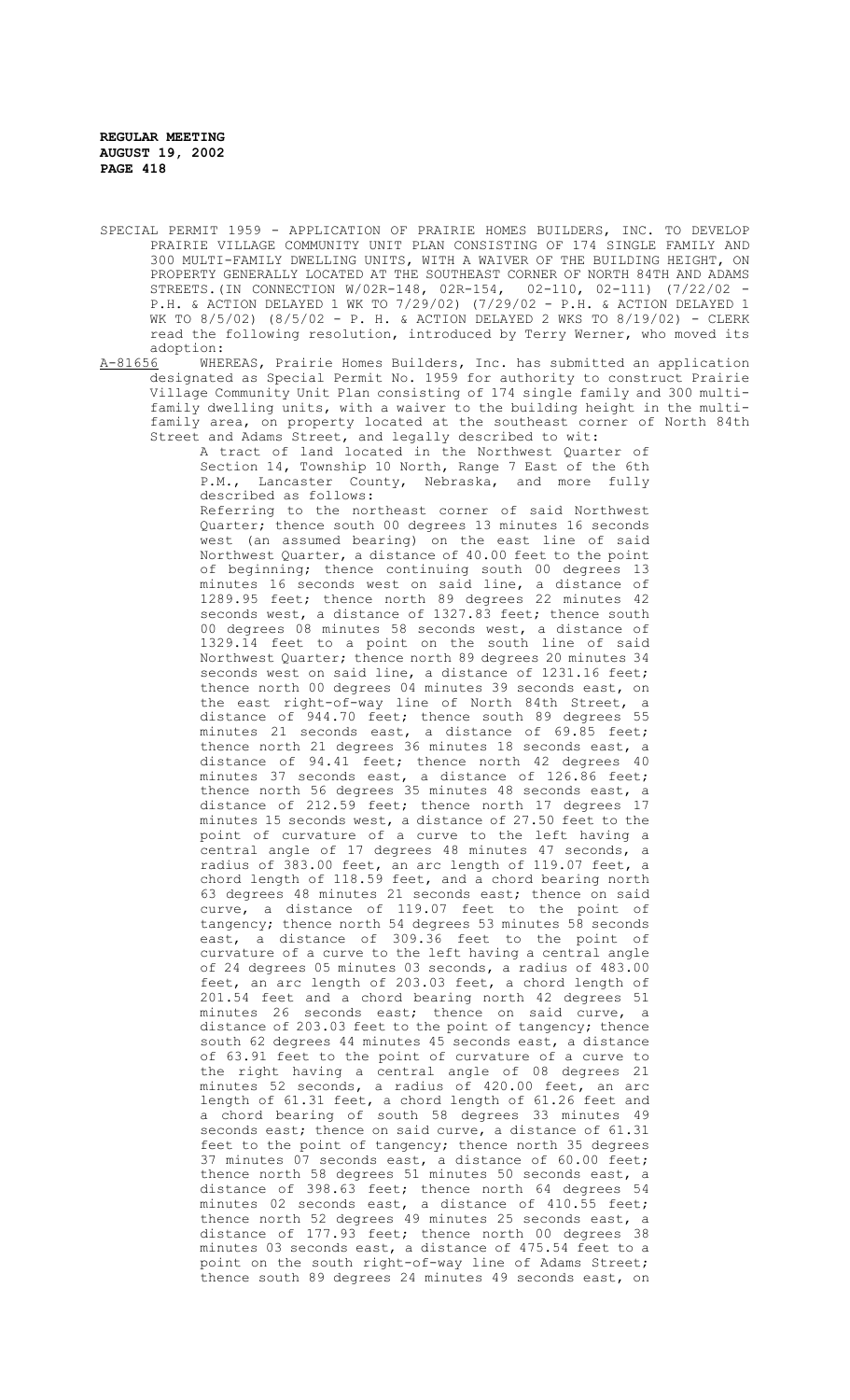SPECIAL PERMIT 1959 - APPLICATION OF PRAIRIE HOMES BUILDERS, INC. TO DEVELOP PRAIRIE VILLAGE COMMUNITY UNIT PLAN CONSISTING OF 174 SINGLE FAMILY AND 300 MULTI-FAMILY DWELLING UNITS, WITH A WAIVER OF THE BUILDING HEIGHT, ON PROPERTY GENERALLY LOCATED AT THE SOUTHEAST CORNER OF NORTH 84TH AND ADAMS STREETS.(IN CONNECTION W/02R-148, 02R-154, 02-110, 02-111) (7/22/02 - P.H. & ACTION DELAYED 1 WK TO 7/29/02) (7/29/02 - P.H. & ACTION DELAYED 1 WK TO 8/5/02) (8/5/02 - P. H. & ACTION DELAYED 2 WKS TO 8/19/02) - CLERK read the following resolution, introduced by Terry Werner, who moved its adoption:

A-81656 WHEREAS, Prairie Homes Builders, Inc. has submitted an application designated as Special Permit No. 1959 for authority to construct Prairie Village Community Unit Plan consisting of 174 single family and 300 multi-family dwelling units, with a waiver to the building height in the multi-family area, on property located at the southeast corner of North 84th Street and Adams Street, and legally described to wit:

A tract of land located in the Northwest Quarter of Section 14, Township 10 North, Range 7 East of the 6th P.M., Lancaster County, Nebraska, and more fully described as follows:

Referring to the northeast corner of said Northwest Quarter; thence south 00 degrees 13 minutes 16 seconds west (an assumed bearing) on the east line of said Northwest Quarter, a distance of 40.00 feet to the point of beginning; thence continuing south 00 degrees 13 minutes 16 seconds west on said line, a distance of 1289.95 feet; thence north 89 degrees 22 minutes 42 seconds west, a distance of 1327.83 feet; thence south 00 degrees 08 minutes 58 seconds west, a distance of 1329.14 feet to a point on the south line of said Northwest Quarter; thence north 89 degrees 20 minutes 34 seconds west on said line, a distance of 1231.16 feet; thence north 00 degrees 04 minutes 39 seconds east, on the east right-of-way line of North 84th Street, a distance of 944.70 feet; thence south 89 degrees 55 minutes 21 seconds east, a distance of 69.85 feet; thence north 21 degrees 36 minutes 18 seconds east, a distance of 94.41 feet; thence north 42 degrees 40 minutes 37 seconds east, a distance of 126.86 feet; thence north 56 degrees 35 minutes 48 seconds east, a distance of 212.59 feet; thence north 17 degrees 17 minutes 15 seconds west, a distance of 27.50 feet to the point of curvature of a curve to the left having a central angle of 17 degrees 48 minutes 47 seconds, a radius of 383.00 feet, an arc length of 119.07 feet, a chord length of 118.59 feet, and a chord bearing north 63 degrees 48 minutes 21 seconds east; thence on said curve, a distance of 119.07 feet to the point of tangency; thence north 54 degrees 53 minutes 58 seconds east, a distance of 309.36 feet to the point of curvature of a curve to the left having a central angle of 24 degrees 05 minutes 03 seconds, a radius of 483.00 feet, an arc length of 203.03 feet, a chord length of 201.54 feet and a chord bearing north 42 degrees 51 minutes 26 seconds east; thence on said curve, a distance of 203.03 feet to the point of tangency; thence south 62 degrees 44 minutes 45 seconds east, a distance of 63.91 feet to the point of curvature of a curve to the right having a central angle of 08 degrees 21 minutes 52 seconds, a radius of 420.00 feet, an arc length of 61.31 feet, a chord length of 61.26 feet and a chord bearing of south 58 degrees 33 minutes 49 seconds east; thence on said curve, a distance of 61.31 feet to the point of tangency; thence north 35 degrees 37 minutes 07 seconds east, a distance of 60.00 feet; thence north 58 degrees 51 minutes 50 seconds east, a distance of 398.63 feet; thence north 64 degrees 54 minutes 02 seconds east, a distance of 410.55 feet; thence north 52 degrees 49 minutes 25 seconds east, a distance of 177.93 feet; thence north 00 degrees 38 minutes 03 seconds east, a distance of 475.54 feet to a point on the south right-of-way line of Adams Street; thence south 89 degrees 24 minutes 49 seconds east, on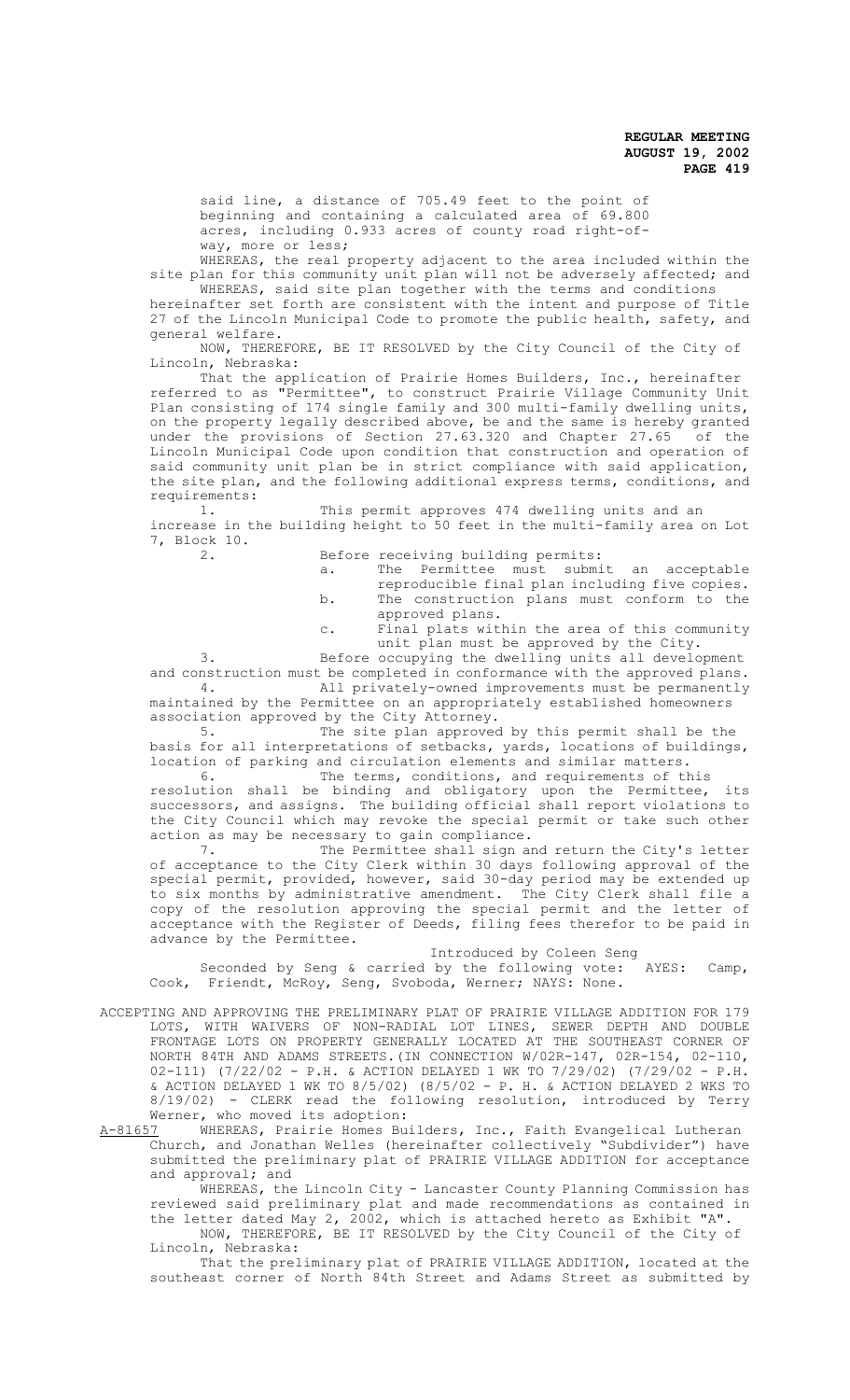said line, a distance of 705.49 feet to the point of beginning and containing a calculated area of 69.800 acres, including 0.933 acres of county road right-of-way, more or less;

WHEREAS, the real property adjacent to the area included within the site plan for this community unit plan will not be adversely affected; and

WHEREAS, said site plan together with the terms and conditions hereinafter set forth are consistent with the intent and purpose of Title 27 of the Lincoln Municipal Code to promote the public health, safety, and general welfare.

NOW, THEREFORE, BE IT RESOLVED by the City Council of the City of Lincoln, Nebraska:

That the application of Prairie Homes Builders, Inc., hereinafter referred to as "Permittee", to construct Prairie Village Community Unit Plan consisting of 174 single family and 300 multi-family dwelling units, on the property legally described above, be and the same is hereby granted under the provisions of Section 27.63.320 and Chapter 27.65 of the Lincoln Municipal Code upon condition that construction and operation of said community unit plan be in strict compliance with said application, the site plan, and the following additional express terms, conditions, and requirements:

1. This permit approves 474 dwelling units and an increase in the building height to 50 feet in the multi-family area on Lot 7, Block 10.

2. Before receiving building permits:
   a. The Permittee must submit an acceptable reproducible final plan including five copies.
   b. The construction plans must conform to the approved plans.
   c. Final plats within the area of this community unit plan must be approved by the City.

3. Before occupying the dwelling units all development and construction must be completed in conformance with the approved plans.

4. All privately-owned improvements must be permanently maintained by the Permittee on an appropriately established homeowners association approved by the City Attorney.

5. The site plan approved by this permit shall be the basis for all interpretations of setbacks, yards, locations of buildings, location of parking and circulation elements and similar matters.

6. The terms, conditions, and requirements of this resolution shall be binding and obligatory upon the Permittee, its successors, and assigns. The building official shall report violations to the City Council which may revoke the special permit or take such other action as may be necessary to gain compliance.

7. The Permittee shall sign and return the City's letter of acceptance to the City Clerk within 30 days following approval of the special permit, provided, however, said 30-day period may be extended up to six months by administrative amendment. The City Clerk shall file a copy of the resolution approving the special permit and the letter of acceptance with the Register of Deeds, filing fees therefor to be paid in advance by the Permittee.

Introduced by Coleen Seng

Seconded by Seng & carried by the following vote: AYES: Camp, Cook, Friendt, McRoy, Seng, Svoboda, Werner; NAYS: None.

ACCEPTING AND APPROVING THE PRELIMINARY PLAT OF PRAIRIE VILLAGE ADDITION FOR 179 LOTS, WITH WAIVERS OF NON-RADIAL LOT LINES, SEWER DEPTH AND DOUBLE FRONTAGE LOTS ON PROPERTY GENERALLY LOCATED AT THE SOUTHEAST CORNER OF NORTH 84TH AND ADAMS STREETS. (IN CONNECTION W/02R-147, 02R-154, 02-110, 02-111) (7/22/02 - P.H. & ACTION DELAYED 1 WK TO 7/29/02) (7/29/02 - P.H. & ACTION DELAYED 1 WK TO 8/5/02) (8/5/02 - P. H. & ACTION DELAYED 2 WKS TO 8/19/02) - CLERK read the following resolution, introduced by Terry Werner, who moved its adoption:

A-81657 WHEREAS, Prairie Homes Builders, Inc., Faith Evangelical Lutheran Church, and Jonathan Welles (hereinafter collectively "Subdivider") have submitted the preliminary plat of PRAIRIE VILLAGE ADDITION for acceptance and approval; and

WHEREAS, the Lincoln City - Lancaster County Planning Commission has reviewed said preliminary plat and made recommendations as contained in the letter dated May 2, 2002, which is attached hereto as Exhibit "A".

NOW, THEREFORE, BE IT RESOLVED by the City Council of the City of Lincoln, Nebraska:

That the preliminary plat of PRAIRIE VILLAGE ADDITION, located at the southeast corner of North 84th Street and Adams Street as submitted by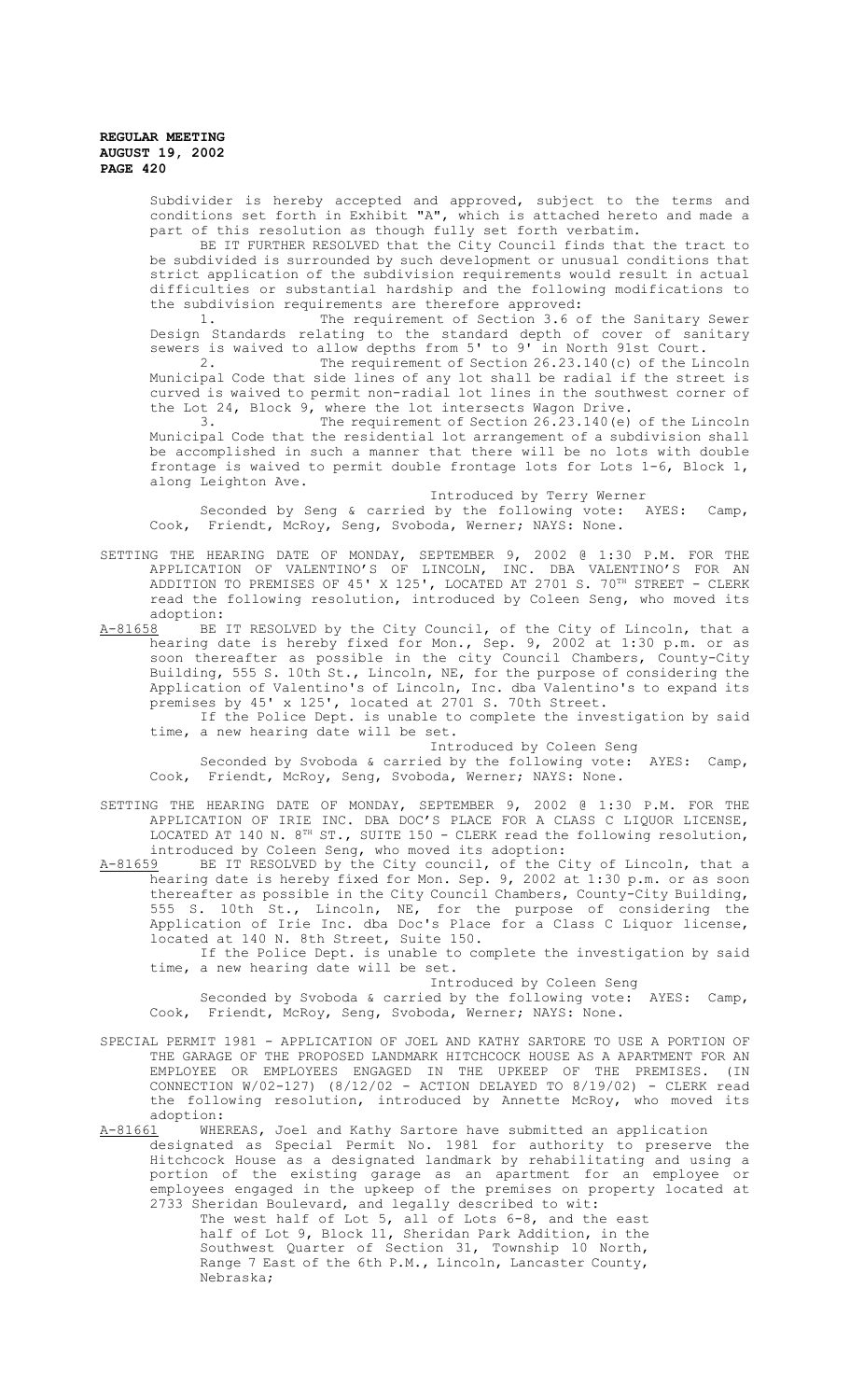Subdivider is hereby accepted and approved, subject to the terms and conditions set forth in Exhibit "A", which is attached hereto and made a part of this resolution as though fully set forth verbatim.

BE IT FURTHER RESOLVED that the City Council finds that the tract to be subdivided is surrounded by such development or unusual conditions that strict application of the subdivision requirements would result in actual difficulties or substantial hardship and the following modifications to the subdivision requirements are therefore approved:

1. The requirement of Section 3.6 of the Sanitary Sewer Design Standards relating to the standard depth of cover of sanitary sewers is waived to allow depths from 5' to 9' in North 91st Court.

2. The requirement of Section 26.23.140(c) of the Lincoln Municipal Code that side lines of any lot shall be radial if the street is curved is waived to permit non-radial lot lines in the southwest corner of the Lot 24, Block 9, where the lot intersects Wagon Drive.

3. The requirement of Section 26.23.140(e) of the Lincoln Municipal Code that the residential lot arrangement of a subdivision shall be accomplished in such a manner that there will be no lots with double frontage is waived to permit double frontage lots for Lots 1-6, Block 1, along Leighton Ave.

Introduced by Terry Werner

Seconded by Seng & carried by the following vote: AYES: Camp, Cook, Friendt, McRoy, Seng, Svoboda, Werner; NAYS: None.

SETTING THE HEARING DATE OF MONDAY, SEPTEMBER 9, 2002 @ 1:30 P.M. FOR THE APPLICATION OF VALENTINO'S OF LINCOLN, INC. DBA VALENTINO'S FOR AN ADDITION TO PREMISES OF 45' X 125', LOCATED AT 2701 S. 70TH STREET - CLERK read the following resolution, introduced by Coleen Seng, who moved its adoption:

A-81658 BE IT RESOLVED by the City Council, of the City of Lincoln, that a hearing date is hereby fixed for Mon., Sep. 9, 2002 at 1:30 p.m. or as soon thereafter as possible in the City Council Chambers, County-City Building, 555 S. 10th St., Lincoln, NE, for the purpose of considering the Application of Valentino's of Lincoln, Inc. dba Valentino's to expand its premises by 45' x 125', located at 2701 S. 70th Street.

If the Police Dept. is unable to complete the investigation by said time, a new hearing date will be set.

Introduced by Coleen Seng

Seconded by Svoboda & carried by the following vote: AYES: Camp, Cook, Friendt, McRoy, Seng, Svoboda, Werner; NAYS: None.

SETTING THE HEARING DATE OF MONDAY, SEPTEMBER 9, 2002 @ 1:30 P.M. FOR THE APPLICATION OF IRIE INC. DBA DOC'S PLACE FOR A CLASS C LIQUOR LICENSE, LOCATED AT 140 N. 8TH ST., SUITE 150 - CLERK read the following resolution, introduced by Coleen Seng, who moved its adoption:

A-81659 BE IT RESOLVED by the City council, of the City of Lincoln, that a hearing date is hereby fixed for Mon. Sep. 9, 2002 at 1:30 p.m. or as soon thereafter as possible in the City Council Chambers, County-City Building, 555 S. 10th St., Lincoln, NE, for the purpose of considering the Application of Irie Inc. dba Doc's Place for a Class C Liquor license, located at 140 N. 8th Street, Suite 150.

If the Police Dept. is unable to complete the investigation by said time, a new hearing date will be set.

Introduced by Coleen Seng

Seconded by Svoboda & carried by the following vote: AYES: Camp, Cook, Friendt, McRoy, Seng, Svoboda, Werner; NAYS: None.

SPECIAL PERMIT 1981 - APPLICATION OF JOEL AND KATHY SARTORE TO USE A PORTION OF THE GARAGE OF THE PROPOSED LANDMARK HITCHCOCK HOUSE AS A APARTMENT FOR AN EMPLOYEE OR EMPLOYEES ENGAGED IN THE UPKEEP OF THE PREMISES. (IN CONNECTION W/02-127) (8/12/02 - ACTION DELAYED TO 8/19/02) - CLERK read the following resolution, introduced by Annette McRoy, who moved its adoption:

A-81661 WHEREAS, Joel and Kathy Sartore have submitted an application designated as Special Permit No. 1981 for authority to preserve the Hitchcock House as a designated landmark by rehabilitating and using a portion of the existing garage as an apartment for an employee or employees engaged in the upkeep of the premises on property located at 2733 Sheridan Boulevard, and legally described to wit:

The west half of Lot 5, all of Lots 6-8, and the east half of Lot 9, Block 11, Sheridan Park Addition, in the Southwest Quarter of Section 31, Township 10 North, Range 7 East of the 6th P.M., Lincoln, Lancaster County, Nebraska;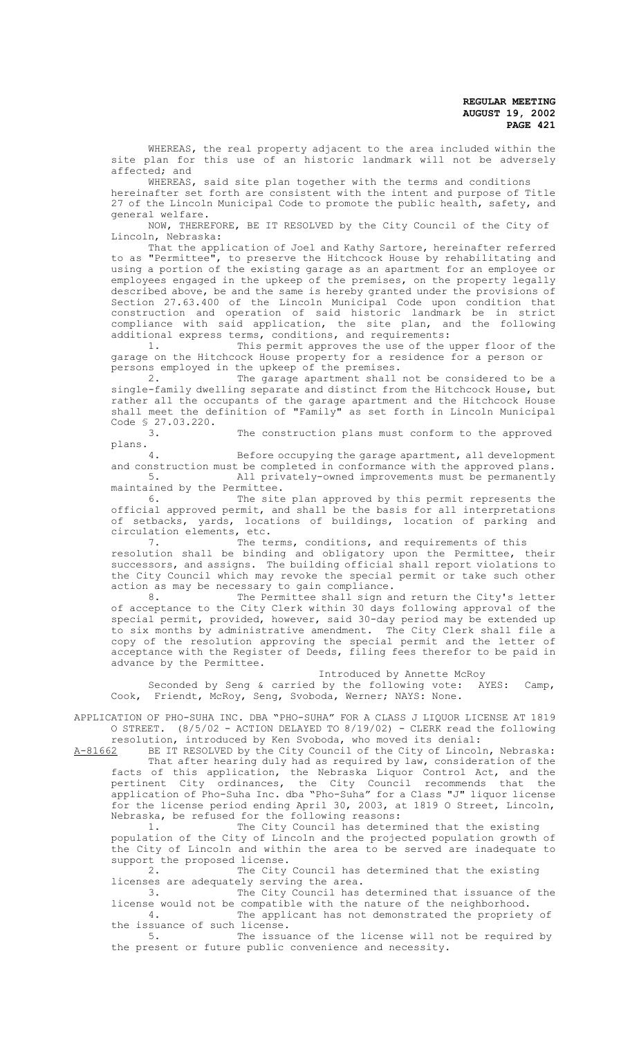WHEREAS, the real property adjacent to the area included within the site plan for this use of an historic landmark will not be adversely affected; and

WHEREAS, said site plan together with the terms and conditions hereinafter set forth are consistent with the intent and purpose of Title 27 of the Lincoln Municipal Code to promote the public health, safety, and general welfare.

NOW, THEREFORE, BE IT RESOLVED by the City Council of the City of Lincoln, Nebraska:

That the application of Joel and Kathy Sartore, hereinafter referred to as "Permittee", to preserve the Hitchcock House by rehabilitating and using a portion of the existing garage as an apartment for an employee or employees engaged in the upkeep of the premises, on the property legally described above, be and the same is hereby granted under the provisions of Section 27.63.400 of the Lincoln Municipal Code upon condition that construction and operation of said historic landmark be in strict compliance with said application, the site plan, and the following additional express terms, conditions, and requirements:

1. This permit approves the use of the upper floor of the garage on the Hitchcock House property for a residence for a person or persons employed in the upkeep of the premises.
2. The garage apartment shall not be considered to be a single-family dwelling separate and distinct from the Hitchcock House, but rather all the occupants of the garage apartment and the Hitchcock House shall meet the definition of "Family" as set forth in Lincoln Municipal Code § 27.03.220.
3. The construction plans must conform to the approved plans.
4. Before occupying the garage apartment, all development and construction must be completed in conformance with the approved plans.
5. All privately-owned improvements must be permanently maintained by the Permittee.
6. The site plan approved by this permit represents the official approved permit, and shall be the basis for all interpretations of setbacks, yards, locations of buildings, location of parking and circulation elements, etc.
7. The terms, conditions, and requirements of this resolution shall be binding and obligatory upon the Permittee, their successors, and assigns. The building official shall report violations to the City Council which may revoke the special permit or take such other action as may be necessary to gain compliance.
8. The Permittee shall sign and return the City's letter of acceptance to the City Clerk within 30 days following approval of the special permit, provided, however, said 30-day period may be extended up to six months by administrative amendment. The City Clerk shall file a copy of the resolution approving the special permit and the letter of acceptance with the Register of Deeds, filing fees therefor to be paid in advance by the Permittee.

Introduced by Annette McRoy

Seconded by Seng & carried by the following vote: AYES: Camp, Cook, Friendt, McRoy, Seng, Svoboda, Werner; NAYS: None.

APPLICATION OF PHO-SUHA INC. DBA "PHO-SUHA" FOR A CLASS J LIQUOR LICENSE AT 1819 O STREET. (8/5/02 - ACTION DELAYED TO 8/19/02) - CLERK read the following resolution, introduced by Ken Svoboda, who moved its denial:

A-81662 BE IT RESOLVED by the City Council of the City of Lincoln, Nebraska:

That after hearing duly had as required by law, consideration of the facts of this application, the Nebraska Liquor Control Act, and the pertinent City ordinances, the City Council recommends that the application of Pho-Suha Inc. dba "Pho-Suha" for a Class "J" liquor license for the license period ending April 30, 2003, at 1819 O Street, Lincoln, Nebraska, be refused for the following reasons:

1. The City Council has determined that the existing population of the City of Lincoln and the projected population growth of the City of Lincoln and within the area to be served are inadequate to support the proposed license.
2. The City Council has determined that the existing licenses are adequately serving the area.
3. The City Council has determined that issuance of the license would not be compatible with the nature of the neighborhood.
4. The applicant has not demonstrated the propriety of the issuance of such license.
5. The issuance of the license will not be required by the present or future public convenience and necessity.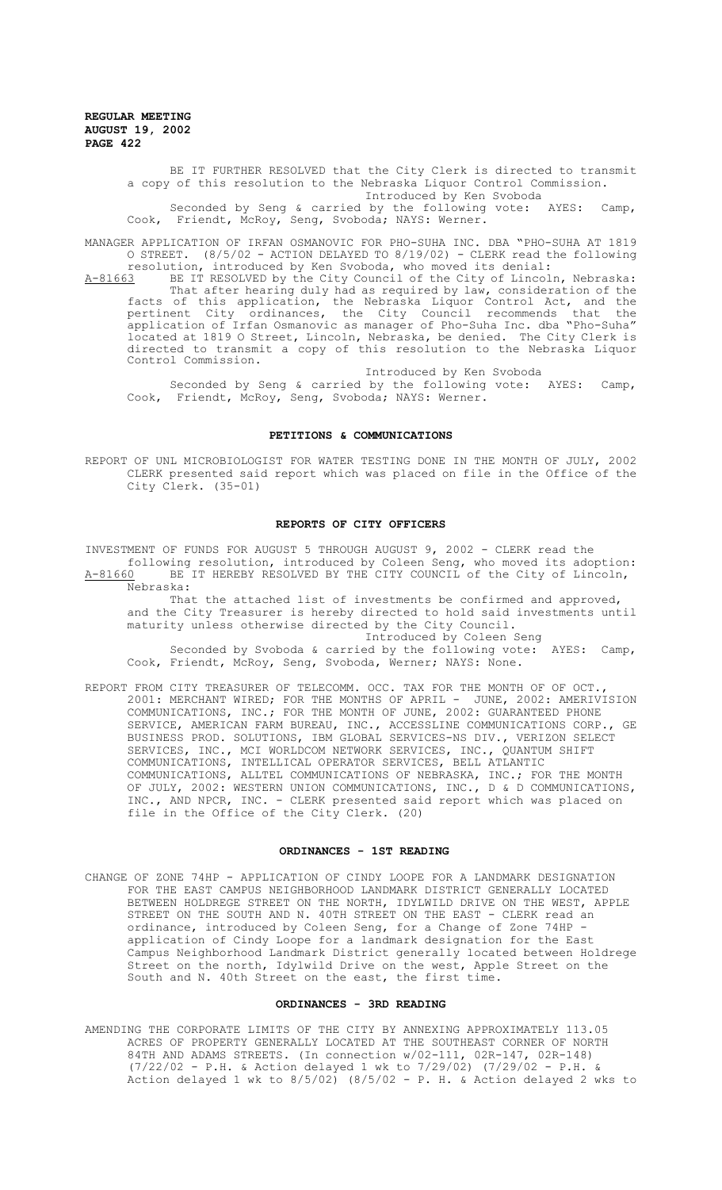BE IT FURTHER RESOLVED that the City Clerk is directed to transmit a copy of this resolution to the Nebraska Liquor Control Commission.

Introduced by Ken Svoboda

Seconded by Seng & carried by the following vote: AYES: Camp, Cook, Friendt, McRoy, Seng, Svoboda; NAYS: Werner.

MANAGER APPLICATION OF IRFAN OSMANOVIC FOR PHO-SUHA INC. DBA "PHO-SUHA AT 1819 O STREET. (8/5/02 - ACTION DELAYED TO 8/19/02) - CLERK read the following resolution, introduced by Ken Svoboda, who moved its denial:

A-81663 BE IT RESOLVED by the City Council of the City of Lincoln, Nebraska: That after hearing duly had as required by law, consideration of the facts of this application, the Nebraska Liquor Control Act, and the pertinent City ordinances, the City Council recommends that the application of Irfan Osmanovic as manager of Pho-Suha Inc. dba "Pho-Suha" located at 1819 O Street, Lincoln, Nebraska, be denied. The City Clerk is directed to transmit a copy of this resolution to the Nebraska Liquor Control Commission.

Introduced by Ken Svoboda

Seconded by Seng & carried by the following vote: AYES: Camp, Cook, Friendt, McRoy, Seng, Svoboda; NAYS: Werner.

## PETITIONS & COMMUNICATIONS

REPORT OF UNL MICROBIOLOGIST FOR WATER TESTING DONE IN THE MONTH OF JULY, 2002 CLERK presented said report which was placed on file in the Office of the City Clerk. (35-01)

## REPORTS OF CITY OFFICERS

INVESTMENT OF FUNDS FOR AUGUST 5 THROUGH AUGUST 9, 2002 - CLERK read the following resolution, introduced by Coleen Seng, who moved its adoption:

A-81660 BE IT HEREBY RESOLVED BY THE CITY COUNCIL of the City of Lincoln, Nebraska:

That the attached list of investments be confirmed and approved, and the City Treasurer is hereby directed to hold said investments until maturity unless otherwise directed by the City Council.

Introduced by Coleen Seng

Seconded by Svoboda & carried by the following vote: AYES: Camp, Cook, Friendt, McRoy, Seng, Svoboda, Werner; NAYS: None.

REPORT FROM CITY TREASURER OF TELECOMM. OCC. TAX FOR THE MONTH OF OF OCT., 2001: MERCHANT WIRED; FOR THE MONTHS OF APRIL - JUNE, 2002: AMERIVISION COMMUNICATIONS, INC.; FOR THE MONTH OF JUNE, 2002: GUARANTEED PHONE SERVICE, AMERICAN FARM BUREAU, INC., ACCESSLINE COMMUNICATIONS CORP., GE BUSINESS PROD. SOLUTIONS, IBM GLOBAL SERVICES-NS DIV., VERIZON SELECT SERVICES, INC., MCI WORLDCOM NETWORK SERVICES, INC., QUANTUM SHIFT COMMUNICATIONS, INTELLICAL OPERATOR SERVICES, BELL ATLANTIC COMMUNICATIONS, ALLTEL COMMUNICATIONS OF NEBRASKA, INC.; FOR THE MONTH OF JULY, 2002: WESTERN UNION COMMUNICATIONS, INC., D & D COMMUNICATIONS, INC., AND NPCR, INC. - CLERK presented said report which was placed on file in the Office of the City Clerk. (20)

## ORDINANCES - 1ST READING

CHANGE OF ZONE 74HP - APPLICATION OF CINDY LOOPE FOR A LANDMARK DESIGNATION FOR THE EAST CAMPUS NEIGHBORHOOD LANDMARK DISTRICT GENERALLY LOCATED BETWEEN HOLDREGE STREET ON THE NORTH, IDYLWILD DRIVE ON THE WEST, APPLE STREET ON THE SOUTH AND N. 40TH STREET ON THE EAST - CLERK read an ordinance, introduced by Coleen Seng, for a Change of Zone 74HP - application of Cindy Loope for a landmark designation for the East Campus Neighborhood Landmark District generally located between Holdrege Street on the north, Idylwild Drive on the west, Apple Street on the South and N. 40th Street on the east, the first time.

## ORDINANCES - 3RD READING

AMENDING THE CORPORATE LIMITS OF THE CITY BY ANNEXING APPROXIMATELY 113.05 ACRES OF PROPERTY GENERALLY LOCATED AT THE SOUTHEAST CORNER OF NORTH 84TH AND ADAMS STREETS. (In connection w/02-111, 02R-147, 02R-148) (7/22/02 - P.H. & Action delayed 1 wk to 7/29/02) (7/29/02 - P.H. & Action delayed 1 wk to 8/5/02) (8/5/02 - P. H. & Action delayed 2 wks to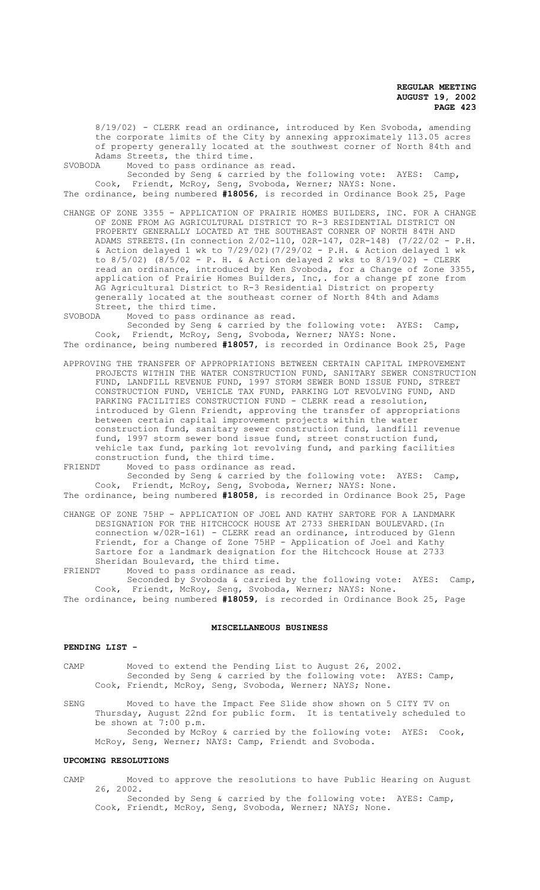8/19/02) - CLERK read an ordinance, introduced by Ken Svoboda, amending the corporate limits of the City by annexing approximately 113.05 acres of property generally located at the southwest corner of North 84th and Adams Streets, the third time.

SVOBODA Moved to pass ordinance as read.

Seconded by Seng & carried by the following vote: AYES: Camp, Cook, Friendt, McRoy, Seng, Svoboda, Werner; NAYS: None.

The ordinance, being numbered **#18056**, is recorded in Ordinance Book 25, Page

CHANGE OF ZONE 3355 - APPLICATION OF PRAIRIE HOMES BUILDERS, INC. FOR A CHANGE OF ZONE FROM AG AGRICULTURAL DISTRICT TO R-3 RESIDENTIAL DISTRICT ON PROPERTY GENERALLY LOCATED AT THE SOUTHEAST CORNER OF NORTH 84TH AND ADAMS STREETS.(In connection 2/02-110, 02R-147, 02R-148) (7/22/02 - P.H. & Action delayed 1 wk to 7/29/02)(7/29/02 - P.H. & Action delayed 1 wk to 8/5/02) (8/5/02 - P. H. & Action delayed 2 wks to 8/19/02) - CLERK read an ordinance, introduced by Ken Svoboda, for a Change of Zone 3355, application of Prairie Homes Builders, Inc,. for a change pf zone from AG Agricultural District to R-3 Residential District on property generally located at the southeast corner of North 84th and Adams Street, the third time.

SVOBODA Moved to pass ordinance as read.

Seconded by Seng & carried by the following vote: AYES: Camp, Cook, Friendt, McRoy, Seng, Svoboda, Werner; NAYS: None.

The ordinance, being numbered **#18057**, is recorded in Ordinance Book 25, Page

APPROVING THE TRANSFER OF APPROPRIATIONS BETWEEN CERTAIN CAPITAL IMPROVEMENT PROJECTS WITHIN THE WATER CONSTRUCTION FUND, SANITARY SEWER CONSTRUCTION FUND, LANDFILL REVENUE FUND, 1997 STORM SEWER BOND ISSUE FUND, STREET CONSTRUCTION FUND, VEHICLE TAX FUND, PARKING LOT REVOLVING FUND, AND PARKING FACILITIES CONSTRUCTION FUND - CLERK read a resolution, introduced by Glenn Friendt, approving the transfer of appropriations between certain capital improvement projects within the water construction fund, sanitary sewer construction fund, landfill revenue fund, 1997 storm sewer bond issue fund, street construction fund, vehicle tax fund, parking lot revolving fund, and parking facilities construction fund, the third time.

FRIENDT Moved to pass ordinance as read.

Seconded by Seng & carried by the following vote: AYES: Camp, Cook, Friendt, McRoy, Seng, Svoboda, Werner; NAYS: None.

The ordinance, being numbered **#18058**, is recorded in Ordinance Book 25, Page

CHANGE OF ZONE 75HP - APPLICATION OF JOEL AND KATHY SARTORE FOR A LANDMARK DESIGNATION FOR THE HITCHCOCK HOUSE AT 2733 SHERIDAN BOULEVARD.(In connection w/02R-161) - CLERK read an ordinance, introduced by Glenn Friendt, for a Change of Zone 75HP - Application of Joel and Kathy Sartore for a landmark designation for the Hitchcock House at 2733 Sheridan Boulevard, the third time.

FRIENDT Moved to pass ordinance as read.

Seconded by Svoboda & carried by the following vote: AYES: Camp, Cook, Friendt, McRoy, Seng, Svoboda, Werner; NAYS: None.

The ordinance, being numbered **#18059**, is recorded in Ordinance Book 25, Page

## MISCELLANEOUS BUSINESS

### PENDING LIST -

CAMP Moved to extend the Pending List to August 26, 2002.

Seconded by Seng & carried by the following vote: AYES: Camp, Cook, Friendt, McRoy, Seng, Svoboda, Werner; NAYS; None.

SENG Moved to have the Impact Fee Slide show shown on 5 CITY TV on Thursday, August 22nd for public form. It is tentatively scheduled to be shown at 7:00 p.m.

Seconded by McRoy & carried by the following vote: AYES: Cook, McRoy, Seng, Werner; NAYS: Camp, Friendt and Svoboda.

### UPCOMING RESOLUTIONS

CAMP Moved to approve the resolutions to have Public Hearing on August 26, 2002.

Seconded by Seng & carried by the following vote: AYES: Camp, Cook, Friendt, McRoy, Seng, Svoboda, Werner; NAYS; None.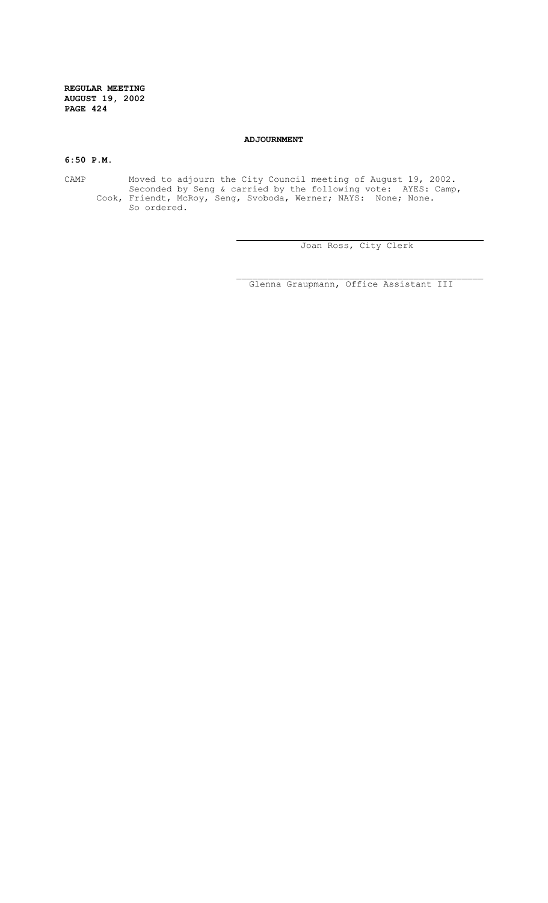**REGULAR MEETING**
**AUGUST 19, 2002**
**PAGE 424**

## ADJOURNMENT

**6:50 P.M.**

CAMP Moved to adjourn the City Council meeting of August 19, 2002. Seconded by Seng & carried by the following vote: AYES: Camp, Cook, Friendt, McRoy, Seng, Svoboda, Werner; NAYS: None; None. So ordered.

Joan Ross, City Clerk

Glenna Graupmann, Office Assistant III